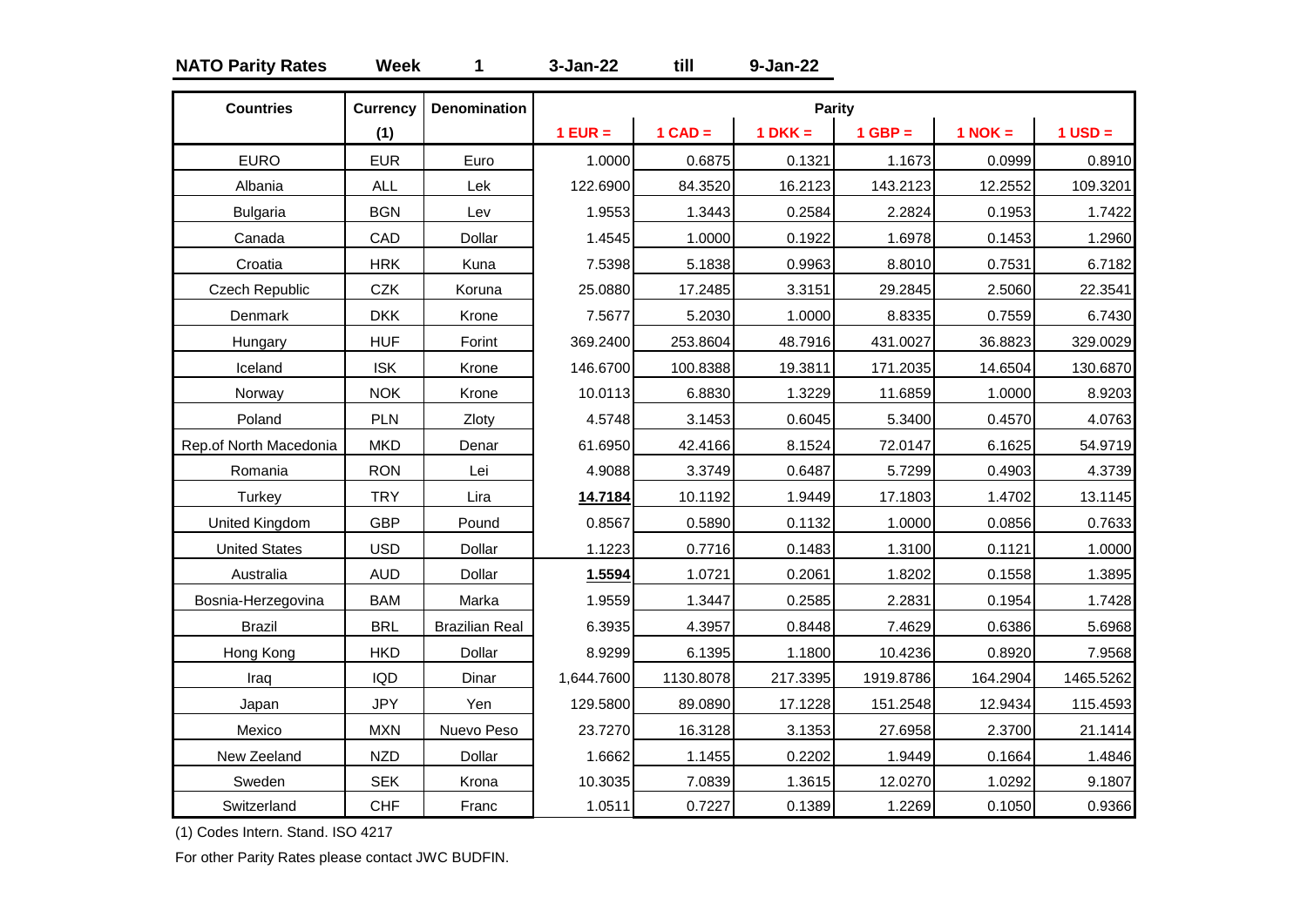**NATO Parity Rates** **Week** **1** **3-Jan-22** **till** **9-Jan-22**

| Countries | Currency (1) | Denomination | Parity | | | | | |
|---|---|---|---|---|---|---|---|---|
| | | | 1 EUR = | 1 CAD = | 1 DKK = | 1 GBP = | 1 NOK = | 1 USD = |
| EURO | EUR | Euro | 1.0000 | 0.6875 | 0.1321 | 1.1673 | 0.0999 | 0.8910 |
| Albania | ALL | Lek | 122.6900 | 84.3520 | 16.2123 | 143.2123 | 12.2552 | 109.3201 |
| Bulgaria | BGN | Lev | 1.9553 | 1.3443 | 0.2584 | 2.2824 | 0.1953 | 1.7422 |
| Canada | CAD | Dollar | 1.4545 | 1.0000 | 0.1922 | 1.6978 | 0.1453 | 1.2960 |
| Croatia | HRK | Kuna | 7.5398 | 5.1838 | 0.9963 | 8.8010 | 0.7531 | 6.7182 |
| Czech Republic | CZK | Koruna | 25.0880 | 17.2485 | 3.3151 | 29.2845 | 2.5060 | 22.3541 |
| Denmark | DKK | Krone | 7.5677 | 5.2030 | 1.0000 | 8.8335 | 0.7559 | 6.7430 |
| Hungary | HUF | Forint | 369.2400 | 253.8604 | 48.7916 | 431.0027 | 36.8823 | 329.0029 |
| Iceland | ISK | Krone | 146.6700 | 100.8388 | 19.3811 | 171.2035 | 14.6504 | 130.6870 |
| Norway | NOK | Krone | 10.0113 | 6.8830 | 1.3229 | 11.6859 | 1.0000 | 8.9203 |
| Poland | PLN | Zloty | 4.5748 | 3.1453 | 0.6045 | 5.3400 | 0.4570 | 4.0763 |
| Rep.of North Macedonia | MKD | Denar | 61.6950 | 42.4166 | 8.1524 | 72.0147 | 6.1625 | 54.9719 |
| Romania | RON | Lei | 4.9088 | 3.3749 | 0.6487 | 5.7299 | 0.4903 | 4.3739 |
| Turkey | TRY | Lira | **14.7184** | 10.1192 | 1.9449 | 17.1803 | 1.4702 | 13.1145 |
| United Kingdom | GBP | Pound | 0.8567 | 0.5890 | 0.1132 | 1.0000 | 0.0856 | 0.7633 |
| United States | USD | Dollar | 1.1223 | 0.7716 | 0.1483 | 1.3100 | 0.1121 | 1.0000 |
| Australia | AUD | Dollar | **1.5594** | 1.0721 | 0.2061 | 1.8202 | 0.1558 | 1.3895 |
| Bosnia-Herzegovina | BAM | Marka | 1.9559 | 1.3447 | 0.2585 | 2.2831 | 0.1954 | 1.7428 |
| Brazil | BRL | Brazilian Real | 6.3935 | 4.3957 | 0.8448 | 7.4629 | 0.6386 | 5.6968 |
| Hong Kong | HKD | Dollar | 8.9299 | 6.1395 | 1.1800 | 10.4236 | 0.8920 | 7.9568 |
| Iraq | IQD | Dinar | 1,644.7600 | 1130.8078 | 217.3395 | 1919.8786 | 164.2904 | 1465.5262 |
| Japan | JPY | Yen | 129.5800 | 89.0890 | 17.1228 | 151.2548 | 12.9434 | 115.4593 |
| Mexico | MXN | Nuevo Peso | 23.7270 | 16.3128 | 3.1353 | 27.6958 | 2.3700 | 21.1414 |
| New Zeeland | NZD | Dollar | 1.6662 | 1.1455 | 0.2202 | 1.9449 | 0.1664 | 1.4846 |
| Sweden | SEK | Krona | 10.3035 | 7.0839 | 1.3615 | 12.0270 | 1.0292 | 9.1807 |
| Switzerland | CHF | Franc | 1.0511 | 0.7227 | 0.1389 | 1.2269 | 0.1050 | 0.9366 |

(1) Codes Intern. Stand. ISO 4217

For other Parity Rates please contact JWC BUDFIN.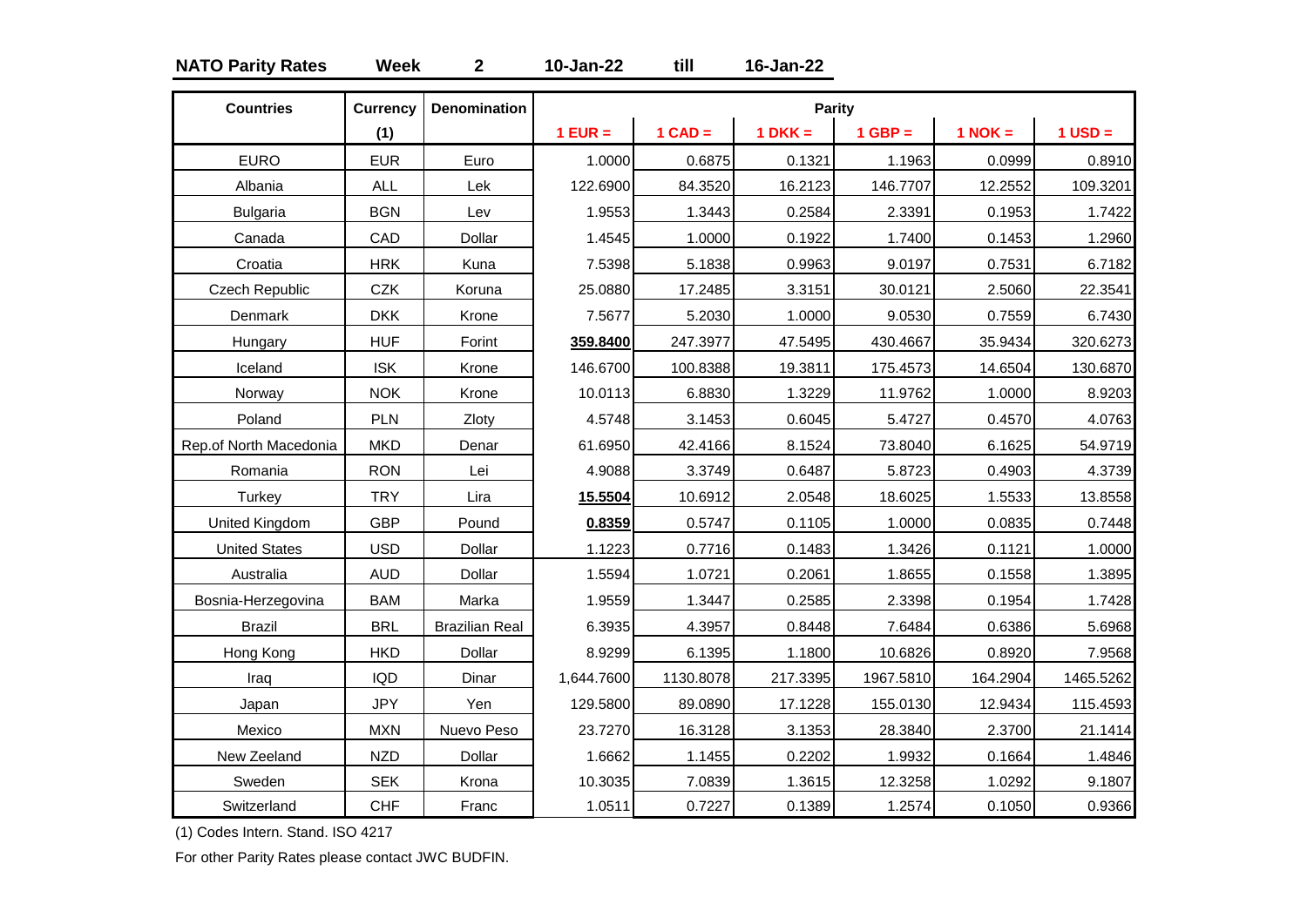**NATO Parity Rates** **Week** **2** **10-Jan-22** **till** **16-Jan-22**

| Countries | Currency (1) | Denomination | Parity | | | | | |
|---|---|---|---|---|---|---|---|---|
| | | | 1 EUR = | 1 CAD = | 1 DKK = | 1 GBP = | 1 NOK = | 1 USD = |
| EURO | EUR | Euro | 1.0000 | 0.6875 | 0.1321 | 1.1963 | 0.0999 | 0.8910 |
| Albania | ALL | Lek | 122.6900 | 84.3520 | 16.2123 | 146.7707 | 12.2552 | 109.3201 |
| Bulgaria | BGN | Lev | 1.9553 | 1.3443 | 0.2584 | 2.3391 | 0.1953 | 1.7422 |
| Canada | CAD | Dollar | 1.4545 | 1.0000 | 0.1922 | 1.7400 | 0.1453 | 1.2960 |
| Croatia | HRK | Kuna | 7.5398 | 5.1838 | 0.9963 | 9.0197 | 0.7531 | 6.7182 |
| Czech Republic | CZK | Koruna | 25.0880 | 17.2485 | 3.3151 | 30.0121 | 2.5060 | 22.3541 |
| Denmark | DKK | Krone | 7.5677 | 5.2030 | 1.0000 | 9.0530 | 0.7559 | 6.7430 |
| Hungary | HUF | Forint | **359.8400** | 247.3977 | 47.5495 | 430.4667 | 35.9434 | 320.6273 |
| Iceland | ISK | Krone | 146.6700 | 100.8388 | 19.3811 | 175.4573 | 14.6504 | 130.6870 |
| Norway | NOK | Krone | 10.0113 | 6.8830 | 1.3229 | 11.9762 | 1.0000 | 8.9203 |
| Poland | PLN | Zloty | 4.5748 | 3.1453 | 0.6045 | 5.4727 | 0.4570 | 4.0763 |
| Rep.of North Macedonia | MKD | Denar | 61.6950 | 42.4166 | 8.1524 | 73.8040 | 6.1625 | 54.9719 |
| Romania | RON | Lei | 4.9088 | 3.3749 | 0.6487 | 5.8723 | 0.4903 | 4.3739 |
| Turkey | TRY | Lira | **15.5504** | 10.6912 | 2.0548 | 18.6025 | 1.5533 | 13.8558 |
| United Kingdom | GBP | Pound | **0.8359** | 0.5747 | 0.1105 | 1.0000 | 0.0835 | 0.7448 |
| United States | USD | Dollar | 1.1223 | 0.7716 | 0.1483 | 1.3426 | 0.1121 | 1.0000 |
| Australia | AUD | Dollar | 1.5594 | 1.0721 | 0.2061 | 1.8655 | 0.1558 | 1.3895 |
| Bosnia-Herzegovina | BAM | Marka | 1.9559 | 1.3447 | 0.2585 | 2.3398 | 0.1954 | 1.7428 |
| Brazil | BRL | Brazilian Real | 6.3935 | 4.3957 | 0.8448 | 7.6484 | 0.6386 | 5.6968 |
| Hong Kong | HKD | Dollar | 8.9299 | 6.1395 | 1.1800 | 10.6826 | 0.8920 | 7.9568 |
| Iraq | IQD | Dinar | 1,644.7600 | 1130.8078 | 217.3395 | 1967.5810 | 164.2904 | 1465.5262 |
| Japan | JPY | Yen | 129.5800 | 89.0890 | 17.1228 | 155.0130 | 12.9434 | 115.4593 |
| Mexico | MXN | Nuevo Peso | 23.7270 | 16.3128 | 3.1353 | 28.3840 | 2.3700 | 21.1414 |
| New Zeeland | NZD | Dollar | 1.6662 | 1.1455 | 0.2202 | 1.9932 | 0.1664 | 1.4846 |
| Sweden | SEK | Krona | 10.3035 | 7.0839 | 1.3615 | 12.3258 | 1.0292 | 9.1807 |
| Switzerland | CHF | Franc | 1.0511 | 0.7227 | 0.1389 | 1.2574 | 0.1050 | 0.9366 |

(1) Codes Intern. Stand. ISO 4217

For other Parity Rates please contact JWC BUDFIN.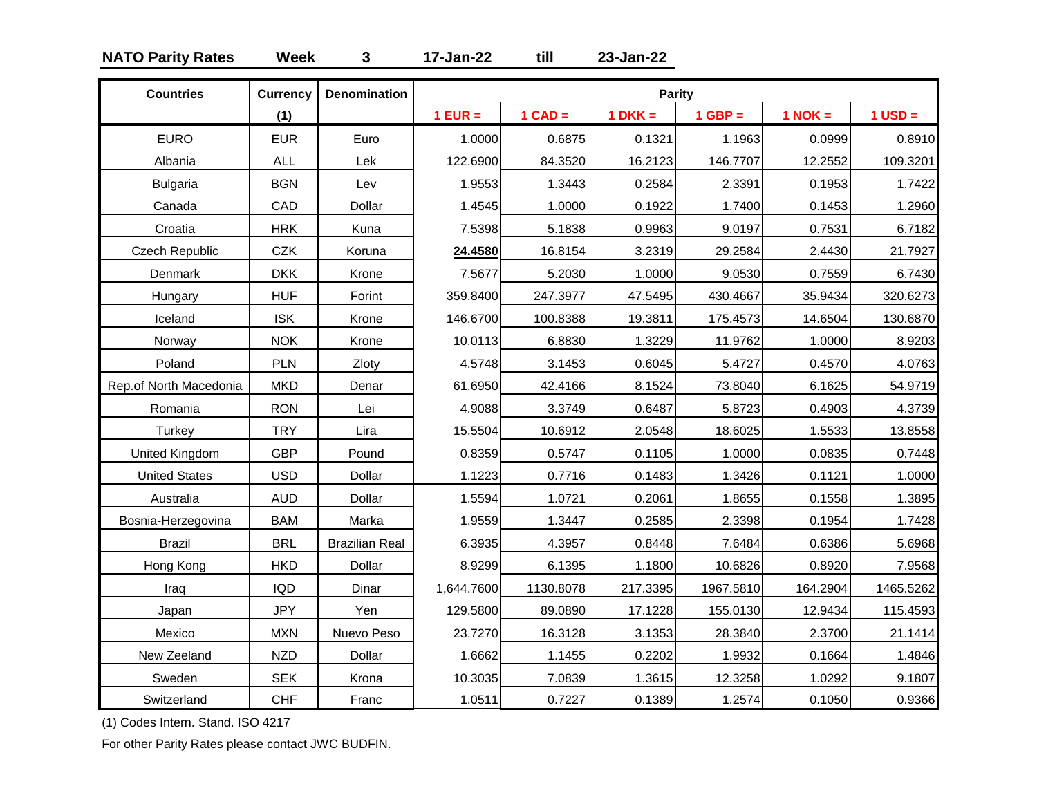**NATO Parity Rates** **Week** **3** **17-Jan-22** **till** **23-Jan-22**

| Countries | Currency (1) | Denomination | Parity | | | | | |
|---|---|---|---|---|---|---|---|---|
| | | | 1 EUR = | 1 CAD = | 1 DKK = | 1 GBP = | 1 NOK = | 1 USD = |
| EURO | EUR | Euro | 1.0000 | 0.6875 | 0.1321 | 1.1963 | 0.0999 | 0.8910 |
| Albania | ALL | Lek | 122.6900 | 84.3520 | 16.2123 | 146.7707 | 12.2552 | 109.3201 |
| Bulgaria | BGN | Lev | 1.9553 | 1.3443 | 0.2584 | 2.3391 | 0.1953 | 1.7422 |
| Canada | CAD | Dollar | 1.4545 | 1.0000 | 0.1922 | 1.7400 | 0.1453 | 1.2960 |
| Croatia | HRK | Kuna | 7.5398 | 5.1838 | 0.9963 | 9.0197 | 0.7531 | 6.7182 |
| Czech Republic | CZK | Koruna | **24.4580** | 16.8154 | 3.2319 | 29.2584 | 2.4430 | 21.7927 |
| Denmark | DKK | Krone | 7.5677 | 5.2030 | 1.0000 | 9.0530 | 0.7559 | 6.7430 |
| Hungary | HUF | Forint | 359.8400 | 247.3977 | 47.5495 | 430.4667 | 35.9434 | 320.6273 |
| Iceland | ISK | Krone | 146.6700 | 100.8388 | 19.3811 | 175.4573 | 14.6504 | 130.6870 |
| Norway | NOK | Krone | 10.0113 | 6.8830 | 1.3229 | 11.9762 | 1.0000 | 8.9203 |
| Poland | PLN | Zloty | 4.5748 | 3.1453 | 0.6045 | 5.4727 | 0.4570 | 4.0763 |
| Rep.of North Macedonia | MKD | Denar | 61.6950 | 42.4166 | 8.1524 | 73.8040 | 6.1625 | 54.9719 |
| Romania | RON | Lei | 4.9088 | 3.3749 | 0.6487 | 5.8723 | 0.4903 | 4.3739 |
| Turkey | TRY | Lira | 15.5504 | 10.6912 | 2.0548 | 18.6025 | 1.5533 | 13.8558 |
| United Kingdom | GBP | Pound | 0.8359 | 0.5747 | 0.1105 | 1.0000 | 0.0835 | 0.7448 |
| United States | USD | Dollar | 1.1223 | 0.7716 | 0.1483 | 1.3426 | 0.1121 | 1.0000 |
| Australia | AUD | Dollar | 1.5594 | 1.0721 | 0.2061 | 1.8655 | 0.1558 | 1.3895 |
| Bosnia-Herzegovina | BAM | Marka | 1.9559 | 1.3447 | 0.2585 | 2.3398 | 0.1954 | 1.7428 |
| Brazil | BRL | Brazilian Real | 6.3935 | 4.3957 | 0.8448 | 7.6484 | 0.6386 | 5.6968 |
| Hong Kong | HKD | Dollar | 8.9299 | 6.1395 | 1.1800 | 10.6826 | 0.8920 | 7.9568 |
| Iraq | IQD | Dinar | 1,644.7600 | 1130.8078 | 217.3395 | 1967.5810 | 164.2904 | 1465.5262 |
| Japan | JPY | Yen | 129.5800 | 89.0890 | 17.1228 | 155.0130 | 12.9434 | 115.4593 |
| Mexico | MXN | Nuevo Peso | 23.7270 | 16.3128 | 3.1353 | 28.3840 | 2.3700 | 21.1414 |
| New Zeeland | NZD | Dollar | 1.6662 | 1.1455 | 0.2202 | 1.9932 | 0.1664 | 1.4846 |
| Sweden | SEK | Krona | 10.3035 | 7.0839 | 1.3615 | 12.3258 | 1.0292 | 9.1807 |
| Switzerland | CHF | Franc | 1.0511 | 0.7227 | 0.1389 | 1.2574 | 0.1050 | 0.9366 |

(1) Codes Intern. Stand. ISO 4217

For other Parity Rates please contact JWC BUDFIN.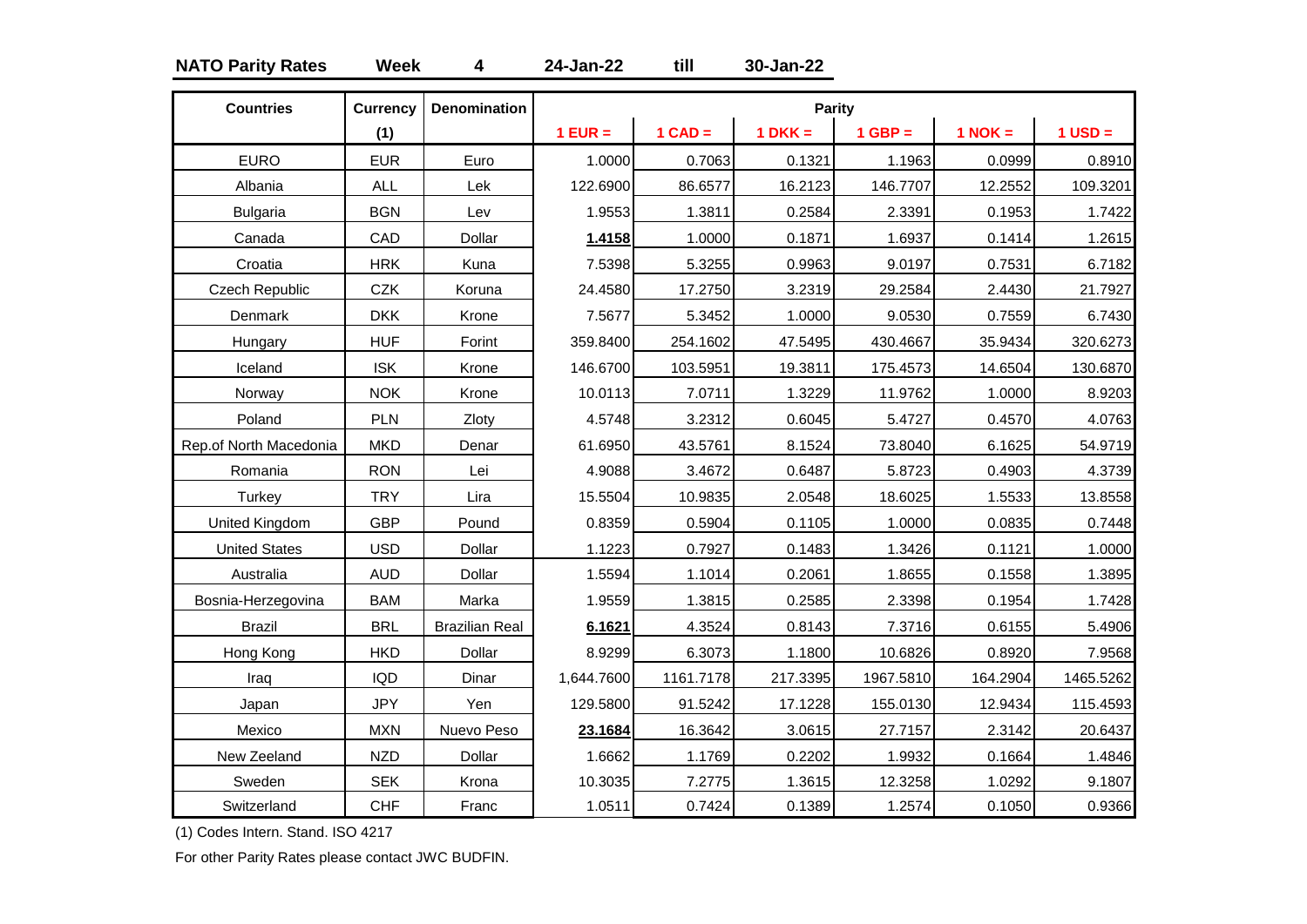**NATO Parity Rates** **Week** **4** **24-Jan-22** **till** **30-Jan-22**

| Countries | Currency (1) | Denomination | Parity | | | | | |
|---|---|---|---|---|---|---|---|---|
| | | | 1 EUR = | 1 CAD = | 1 DKK = | 1 GBP = | 1 NOK = | 1 USD = |
| EURO | EUR | Euro | 1.0000 | 0.7063 | 0.1321 | 1.1963 | 0.0999 | 0.8910 |
| Albania | ALL | Lek | 122.6900 | 86.6577 | 16.2123 | 146.7707 | 12.2552 | 109.3201 |
| Bulgaria | BGN | Lev | 1.9553 | 1.3811 | 0.2584 | 2.3391 | 0.1953 | 1.7422 |
| Canada | CAD | Dollar | **1.4158** | 1.0000 | 0.1871 | 1.6937 | 0.1414 | 1.2615 |
| Croatia | HRK | Kuna | 7.5398 | 5.3255 | 0.9963 | 9.0197 | 0.7531 | 6.7182 |
| Czech Republic | CZK | Koruna | 24.4580 | 17.2750 | 3.2319 | 29.2584 | 2.4430 | 21.7927 |
| Denmark | DKK | Krone | 7.5677 | 5.3452 | 1.0000 | 9.0530 | 0.7559 | 6.7430 |
| Hungary | HUF | Forint | 359.8400 | 254.1602 | 47.5495 | 430.4667 | 35.9434 | 320.6273 |
| Iceland | ISK | Krone | 146.6700 | 103.5951 | 19.3811 | 175.4573 | 14.6504 | 130.6870 |
| Norway | NOK | Krone | 10.0113 | 7.0711 | 1.3229 | 11.9762 | 1.0000 | 8.9203 |
| Poland | PLN | Zloty | 4.5748 | 3.2312 | 0.6045 | 5.4727 | 0.4570 | 4.0763 |
| Rep.of North Macedonia | MKD | Denar | 61.6950 | 43.5761 | 8.1524 | 73.8040 | 6.1625 | 54.9719 |
| Romania | RON | Lei | 4.9088 | 3.4672 | 0.6487 | 5.8723 | 0.4903 | 4.3739 |
| Turkey | TRY | Lira | 15.5504 | 10.9835 | 2.0548 | 18.6025 | 1.5533 | 13.8558 |
| United Kingdom | GBP | Pound | 0.8359 | 0.5904 | 0.1105 | 1.0000 | 0.0835 | 0.7448 |
| United States | USD | Dollar | 1.1223 | 0.7927 | 0.1483 | 1.3426 | 0.1121 | 1.0000 |
| Australia | AUD | Dollar | 1.5594 | 1.1014 | 0.2061 | 1.8655 | 0.1558 | 1.3895 |
| Bosnia-Herzegovina | BAM | Marka | 1.9559 | 1.3815 | 0.2585 | 2.3398 | 0.1954 | 1.7428 |
| Brazil | BRL | Brazilian Real | **6.1621** | 4.3524 | 0.8143 | 7.3716 | 0.6155 | 5.4906 |
| Hong Kong | HKD | Dollar | 8.9299 | 6.3073 | 1.1800 | 10.6826 | 0.8920 | 7.9568 |
| Iraq | IQD | Dinar | 1,644.7600 | 1161.7178 | 217.3395 | 1967.5810 | 164.2904 | 1465.5262 |
| Japan | JPY | Yen | 129.5800 | 91.5242 | 17.1228 | 155.0130 | 12.9434 | 115.4593 |
| Mexico | MXN | Nuevo Peso | **23.1684** | 16.3642 | 3.0615 | 27.7157 | 2.3142 | 20.6437 |
| New Zeeland | NZD | Dollar | 1.6662 | 1.1769 | 0.2202 | 1.9932 | 0.1664 | 1.4846 |
| Sweden | SEK | Krona | 10.3035 | 7.2775 | 1.3615 | 12.3258 | 1.0292 | 9.1807 |
| Switzerland | CHF | Franc | 1.0511 | 0.7424 | 0.1389 | 1.2574 | 0.1050 | 0.9366 |

(1) Codes Intern. Stand. ISO 4217

For other Parity Rates please contact JWC BUDFIN.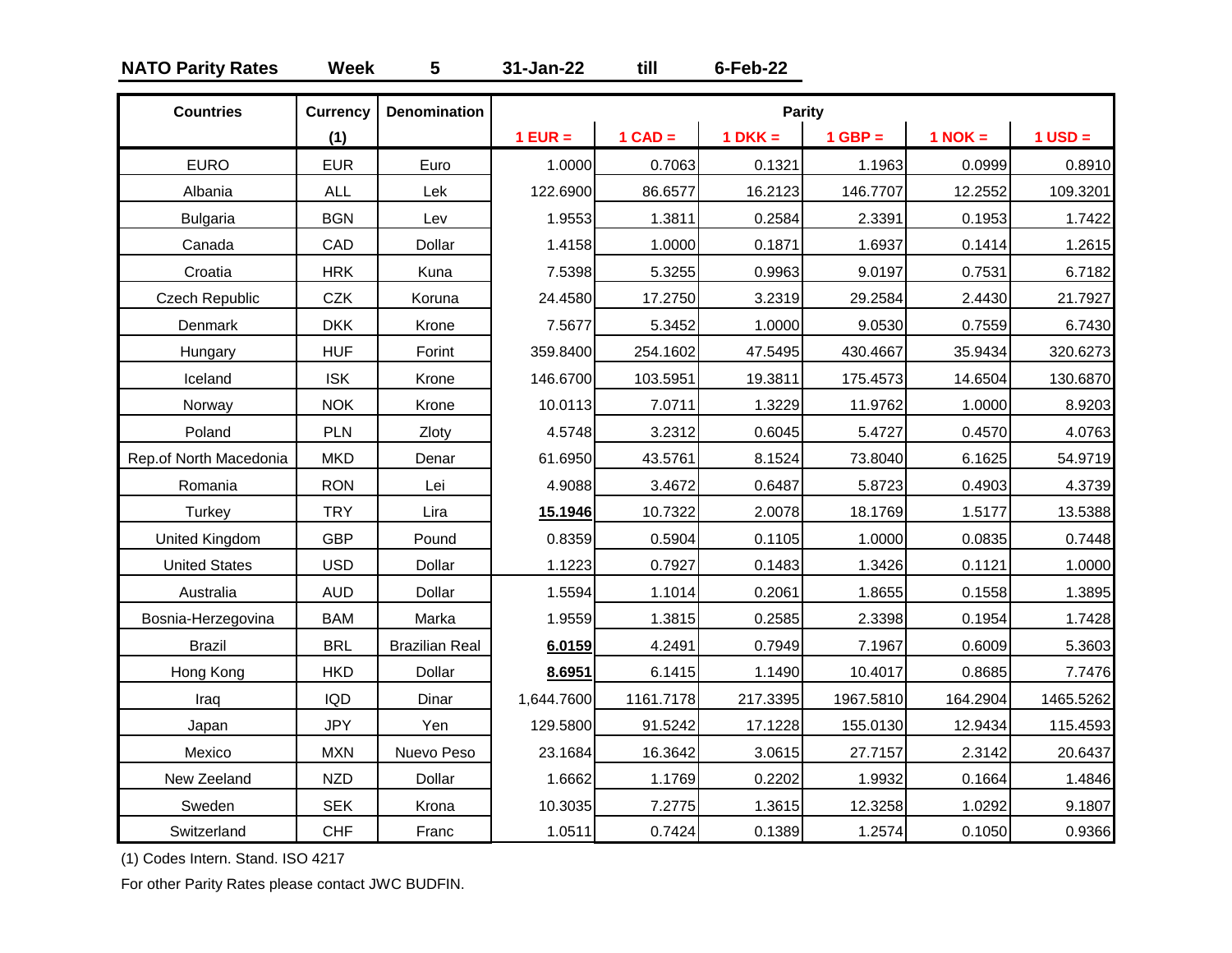**NATO Parity Rates** **Week** **5** **31-Jan-22** **till** **6-Feb-22**

| Countries | Currency (1) | Denomination | Parity | | | | | |
|---|---|---|---|---|---|---|---|---|
| | | | 1 EUR = | 1 CAD = | 1 DKK = | 1 GBP = | 1 NOK = | 1 USD = |
| EURO | EUR | Euro | 1.0000 | 0.7063 | 0.1321 | 1.1963 | 0.0999 | 0.8910 |
| Albania | ALL | Lek | 122.6900 | 86.6577 | 16.2123 | 146.7707 | 12.2552 | 109.3201 |
| Bulgaria | BGN | Lev | 1.9553 | 1.3811 | 0.2584 | 2.3391 | 0.1953 | 1.7422 |
| Canada | CAD | Dollar | 1.4158 | 1.0000 | 0.1871 | 1.6937 | 0.1414 | 1.2615 |
| Croatia | HRK | Kuna | 7.5398 | 5.3255 | 0.9963 | 9.0197 | 0.7531 | 6.7182 |
| Czech Republic | CZK | Koruna | 24.4580 | 17.2750 | 3.2319 | 29.2584 | 2.4430 | 21.7927 |
| Denmark | DKK | Krone | 7.5677 | 5.3452 | 1.0000 | 9.0530 | 0.7559 | 6.7430 |
| Hungary | HUF | Forint | 359.8400 | 254.1602 | 47.5495 | 430.4667 | 35.9434 | 320.6273 |
| Iceland | ISK | Krone | 146.6700 | 103.5951 | 19.3811 | 175.4573 | 14.6504 | 130.6870 |
| Norway | NOK | Krone | 10.0113 | 7.0711 | 1.3229 | 11.9762 | 1.0000 | 8.9203 |
| Poland | PLN | Zloty | 4.5748 | 3.2312 | 0.6045 | 5.4727 | 0.4570 | 4.0763 |
| Rep.of North Macedonia | MKD | Denar | 61.6950 | 43.5761 | 8.1524 | 73.8040 | 6.1625 | 54.9719 |
| Romania | RON | Lei | 4.9088 | 3.4672 | 0.6487 | 5.8723 | 0.4903 | 4.3739 |
| Turkey | TRY | Lira | **15.1946** | 10.7322 | 2.0078 | 18.1769 | 1.5177 | 13.5388 |
| United Kingdom | GBP | Pound | 0.8359 | 0.5904 | 0.1105 | 1.0000 | 0.0835 | 0.7448 |
| United States | USD | Dollar | 1.1223 | 0.7927 | 0.1483 | 1.3426 | 0.1121 | 1.0000 |
| Australia | AUD | Dollar | 1.5594 | 1.1014 | 0.2061 | 1.8655 | 0.1558 | 1.3895 |
| Bosnia-Herzegovina | BAM | Marka | 1.9559 | 1.3815 | 0.2585 | 2.3398 | 0.1954 | 1.7428 |
| Brazil | BRL | Brazilian Real | **6.0159** | 4.2491 | 0.7949 | 7.1967 | 0.6009 | 5.3603 |
| Hong Kong | HKD | Dollar | **8.6951** | 6.1415 | 1.1490 | 10.4017 | 0.8685 | 7.7476 |
| Iraq | IQD | Dinar | 1,644.7600 | 1161.7178 | 217.3395 | 1967.5810 | 164.2904 | 1465.5262 |
| Japan | JPY | Yen | 129.5800 | 91.5242 | 17.1228 | 155.0130 | 12.9434 | 115.4593 |
| Mexico | MXN | Nuevo Peso | 23.1684 | 16.3642 | 3.0615 | 27.7157 | 2.3142 | 20.6437 |
| New Zeeland | NZD | Dollar | 1.6662 | 1.1769 | 0.2202 | 1.9932 | 0.1664 | 1.4846 |
| Sweden | SEK | Krona | 10.3035 | 7.2775 | 1.3615 | 12.3258 | 1.0292 | 9.1807 |
| Switzerland | CHF | Franc | 1.0511 | 0.7424 | 0.1389 | 1.2574 | 0.1050 | 0.9366 |

(1) Codes Intern. Stand. ISO 4217

For other Parity Rates please contact JWC BUDFIN.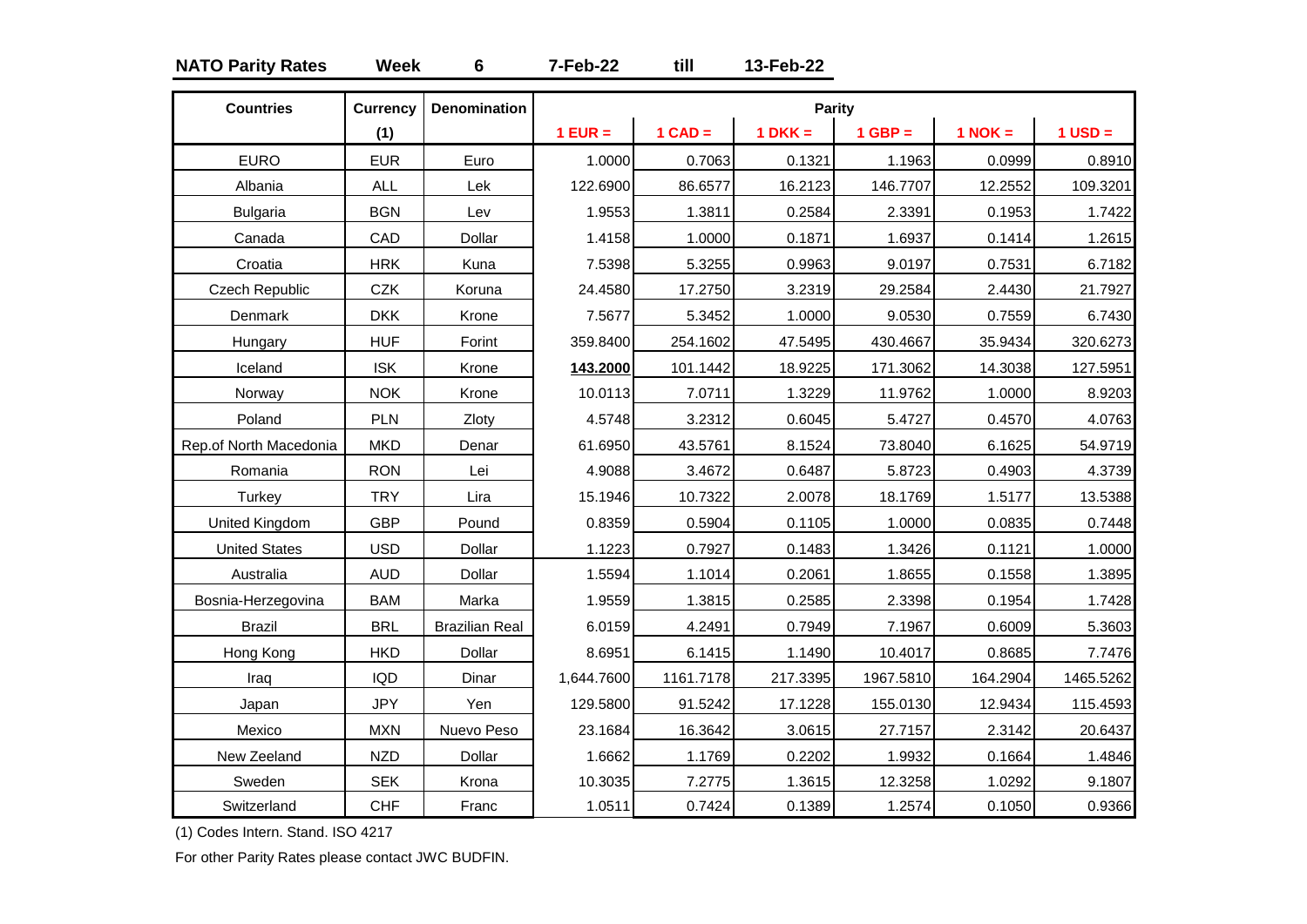**NATO Parity Rates** **Week** **6** **7-Feb-22** **till** **13-Feb-22**

| Countries | Currency (1) | Denomination | Parity | | | | | |
|---|---|---|---|---|---|---|---|---|
| | | | 1 EUR = | 1 CAD = | 1 DKK = | 1 GBP = | 1 NOK = | 1 USD = |
| EURO | EUR | Euro | 1.0000 | 0.7063 | 0.1321 | 1.1963 | 0.0999 | 0.8910 |
| Albania | ALL | Lek | 122.6900 | 86.6577 | 16.2123 | 146.7707 | 12.2552 | 109.3201 |
| Bulgaria | BGN | Lev | 1.9553 | 1.3811 | 0.2584 | 2.3391 | 0.1953 | 1.7422 |
| Canada | CAD | Dollar | 1.4158 | 1.0000 | 0.1871 | 1.6937 | 0.1414 | 1.2615 |
| Croatia | HRK | Kuna | 7.5398 | 5.3255 | 0.9963 | 9.0197 | 0.7531 | 6.7182 |
| Czech Republic | CZK | Koruna | 24.4580 | 17.2750 | 3.2319 | 29.2584 | 2.4430 | 21.7927 |
| Denmark | DKK | Krone | 7.5677 | 5.3452 | 1.0000 | 9.0530 | 0.7559 | 6.7430 |
| Hungary | HUF | Forint | 359.8400 | 254.1602 | 47.5495 | 430.4667 | 35.9434 | 320.6273 |
| Iceland | ISK | Krone | **143.2000** | 101.1442 | 18.9225 | 171.3062 | 14.3038 | 127.5951 |
| Norway | NOK | Krone | 10.0113 | 7.0711 | 1.3229 | 11.9762 | 1.0000 | 8.9203 |
| Poland | PLN | Zloty | 4.5748 | 3.2312 | 0.6045 | 5.4727 | 0.4570 | 4.0763 |
| Rep.of North Macedonia | MKD | Denar | 61.6950 | 43.5761 | 8.1524 | 73.8040 | 6.1625 | 54.9719 |
| Romania | RON | Lei | 4.9088 | 3.4672 | 0.6487 | 5.8723 | 0.4903 | 4.3739 |
| Turkey | TRY | Lira | 15.1946 | 10.7322 | 2.0078 | 18.1769 | 1.5177 | 13.5388 |
| United Kingdom | GBP | Pound | 0.8359 | 0.5904 | 0.1105 | 1.0000 | 0.0835 | 0.7448 |
| United States | USD | Dollar | 1.1223 | 0.7927 | 0.1483 | 1.3426 | 0.1121 | 1.0000 |
| Australia | AUD | Dollar | 1.5594 | 1.1014 | 0.2061 | 1.8655 | 0.1558 | 1.3895 |
| Bosnia-Herzegovina | BAM | Marka | 1.9559 | 1.3815 | 0.2585 | 2.3398 | 0.1954 | 1.7428 |
| Brazil | BRL | Brazilian Real | 6.0159 | 4.2491 | 0.7949 | 7.1967 | 0.6009 | 5.3603 |
| Hong Kong | HKD | Dollar | 8.6951 | 6.1415 | 1.1490 | 10.4017 | 0.8685 | 7.7476 |
| Iraq | IQD | Dinar | 1,644.7600 | 1161.7178 | 217.3395 | 1967.5810 | 164.2904 | 1465.5262 |
| Japan | JPY | Yen | 129.5800 | 91.5242 | 17.1228 | 155.0130 | 12.9434 | 115.4593 |
| Mexico | MXN | Nuevo Peso | 23.1684 | 16.3642 | 3.0615 | 27.7157 | 2.3142 | 20.6437 |
| New Zeeland | NZD | Dollar | 1.6662 | 1.1769 | 0.2202 | 1.9932 | 0.1664 | 1.4846 |
| Sweden | SEK | Krona | 10.3035 | 7.2775 | 1.3615 | 12.3258 | 1.0292 | 9.1807 |
| Switzerland | CHF | Franc | 1.0511 | 0.7424 | 0.1389 | 1.2574 | 0.1050 | 0.9366 |

(1) Codes Intern. Stand. ISO 4217

For other Parity Rates please contact JWC BUDFIN.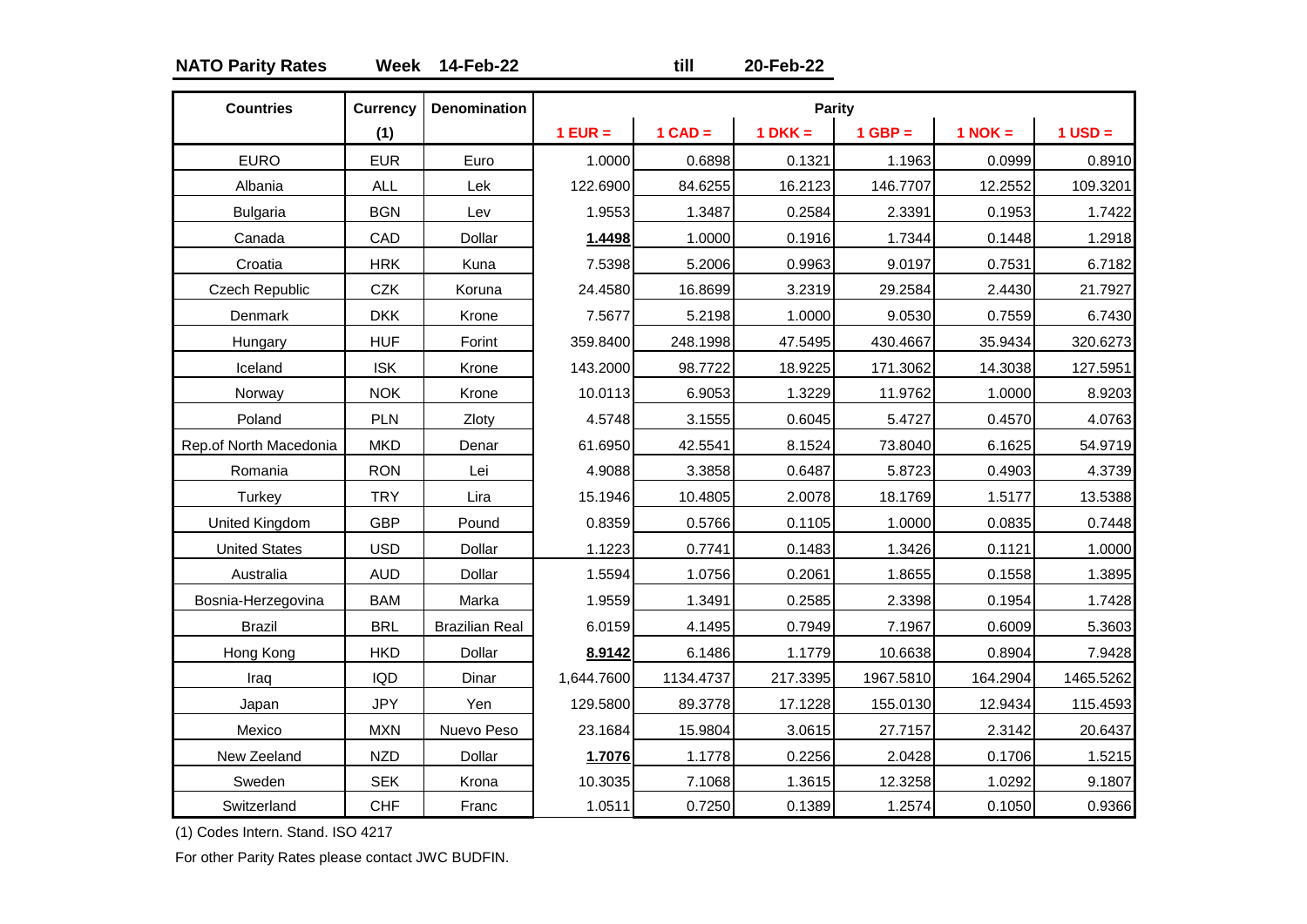**NATO Parity Rates** **Week 14-Feb-22** **till** **20-Feb-22**

| Countries | Currency (1) | Denomination | Parity | | | | | |
|---|---|---|---|---|---|---|---|---|
| | | | 1 EUR = | 1 CAD = | 1 DKK = | 1 GBP = | 1 NOK = | 1 USD = |
| EURO | EUR | Euro | 1.0000 | 0.6898 | 0.1321 | 1.1963 | 0.0999 | 0.8910 |
| Albania | ALL | Lek | 122.6900 | 84.6255 | 16.2123 | 146.7707 | 12.2552 | 109.3201 |
| Bulgaria | BGN | Lev | 1.9553 | 1.3487 | 0.2584 | 2.3391 | 0.1953 | 1.7422 |
| Canada | CAD | Dollar | **1.4498** | 1.0000 | 0.1916 | 1.7344 | 0.1448 | 1.2918 |
| Croatia | HRK | Kuna | 7.5398 | 5.2006 | 0.9963 | 9.0197 | 0.7531 | 6.7182 |
| Czech Republic | CZK | Koruna | 24.4580 | 16.8699 | 3.2319 | 29.2584 | 2.4430 | 21.7927 |
| Denmark | DKK | Krone | 7.5677 | 5.2198 | 1.0000 | 9.0530 | 0.7559 | 6.7430 |
| Hungary | HUF | Forint | 359.8400 | 248.1998 | 47.5495 | 430.4667 | 35.9434 | 320.6273 |
| Iceland | ISK | Krone | 143.2000 | 98.7722 | 18.9225 | 171.3062 | 14.3038 | 127.5951 |
| Norway | NOK | Krone | 10.0113 | 6.9053 | 1.3229 | 11.9762 | 1.0000 | 8.9203 |
| Poland | PLN | Zloty | 4.5748 | 3.1555 | 0.6045 | 5.4727 | 0.4570 | 4.0763 |
| Rep.of North Macedonia | MKD | Denar | 61.6950 | 42.5541 | 8.1524 | 73.8040 | 6.1625 | 54.9719 |
| Romania | RON | Lei | 4.9088 | 3.3858 | 0.6487 | 5.8723 | 0.4903 | 4.3739 |
| Turkey | TRY | Lira | 15.1946 | 10.4805 | 2.0078 | 18.1769 | 1.5177 | 13.5388 |
| United Kingdom | GBP | Pound | 0.8359 | 0.5766 | 0.1105 | 1.0000 | 0.0835 | 0.7448 |
| United States | USD | Dollar | 1.1223 | 0.7741 | 0.1483 | 1.3426 | 0.1121 | 1.0000 |
| Australia | AUD | Dollar | 1.5594 | 1.0756 | 0.2061 | 1.8655 | 0.1558 | 1.3895 |
| Bosnia-Herzegovina | BAM | Marka | 1.9559 | 1.3491 | 0.2585 | 2.3398 | 0.1954 | 1.7428 |
| Brazil | BRL | Brazilian Real | 6.0159 | 4.1495 | 0.7949 | 7.1967 | 0.6009 | 5.3603 |
| Hong Kong | HKD | Dollar | **8.9142** | 6.1486 | 1.1779 | 10.6638 | 0.8904 | 7.9428 |
| Iraq | IQD | Dinar | 1,644.7600 | 1134.4737 | 217.3395 | 1967.5810 | 164.2904 | 1465.5262 |
| Japan | JPY | Yen | 129.5800 | 89.3778 | 17.1228 | 155.0130 | 12.9434 | 115.4593 |
| Mexico | MXN | Nuevo Peso | 23.1684 | 15.9804 | 3.0615 | 27.7157 | 2.3142 | 20.6437 |
| New Zeeland | NZD | Dollar | **1.7076** | 1.1778 | 0.2256 | 2.0428 | 0.1706 | 1.5215 |
| Sweden | SEK | Krona | 10.3035 | 7.1068 | 1.3615 | 12.3258 | 1.0292 | 9.1807 |
| Switzerland | CHF | Franc | 1.0511 | 0.7250 | 0.1389 | 1.2574 | 0.1050 | 0.9366 |

(1) Codes Intern. Stand. ISO 4217

For other Parity Rates please contact JWC BUDFIN.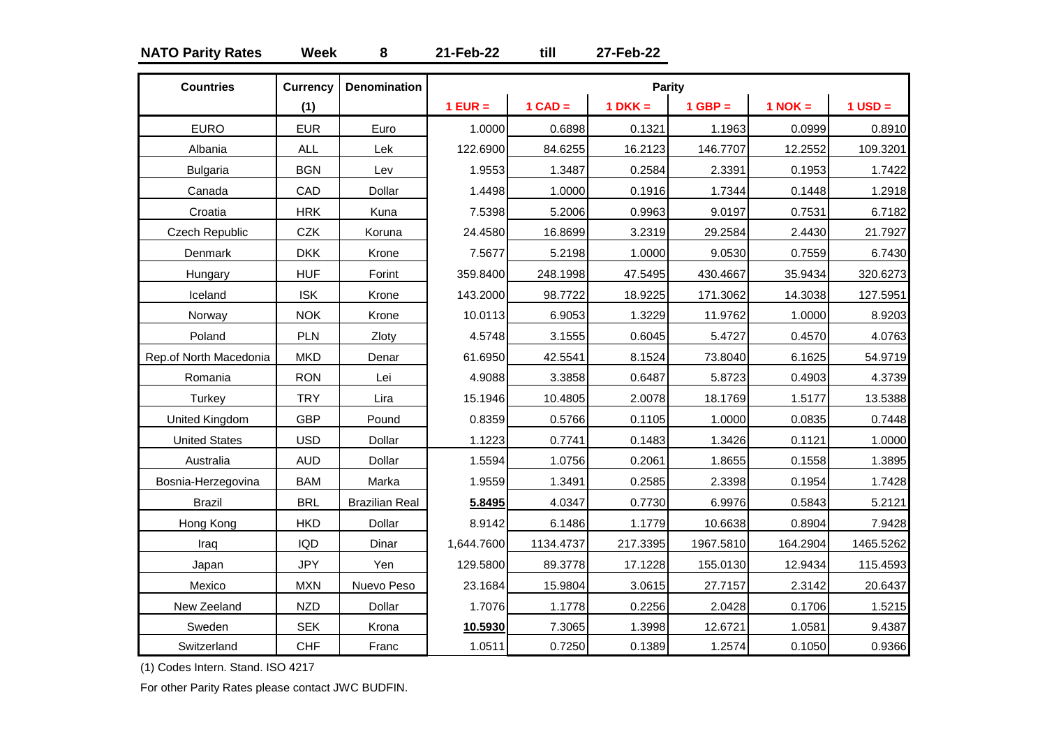**NATO Parity Rates** **Week** **8** **21-Feb-22** **till** **27-Feb-22**

| Countries | Currency (1) | Denomination | Parity | | | | | |
|---|---|---|---|---|---|---|---|---|
| | | | 1 EUR = | 1 CAD = | 1 DKK = | 1 GBP = | 1 NOK = | 1 USD = |
| EURO | EUR | Euro | 1.0000 | 0.6898 | 0.1321 | 1.1963 | 0.0999 | 0.8910 |
| Albania | ALL | Lek | 122.6900 | 84.6255 | 16.2123 | 146.7707 | 12.2552 | 109.3201 |
| Bulgaria | BGN | Lev | 1.9553 | 1.3487 | 0.2584 | 2.3391 | 0.1953 | 1.7422 |
| Canada | CAD | Dollar | 1.4498 | 1.0000 | 0.1916 | 1.7344 | 0.1448 | 1.2918 |
| Croatia | HRK | Kuna | 7.5398 | 5.2006 | 0.9963 | 9.0197 | 0.7531 | 6.7182 |
| Czech Republic | CZK | Koruna | 24.4580 | 16.8699 | 3.2319 | 29.2584 | 2.4430 | 21.7927 |
| Denmark | DKK | Krone | 7.5677 | 5.2198 | 1.0000 | 9.0530 | 0.7559 | 6.7430 |
| Hungary | HUF | Forint | 359.8400 | 248.1998 | 47.5495 | 430.4667 | 35.9434 | 320.6273 |
| Iceland | ISK | Krone | 143.2000 | 98.7722 | 18.9225 | 171.3062 | 14.3038 | 127.5951 |
| Norway | NOK | Krone | 10.0113 | 6.9053 | 1.3229 | 11.9762 | 1.0000 | 8.9203 |
| Poland | PLN | Zloty | 4.5748 | 3.1555 | 0.6045 | 5.4727 | 0.4570 | 4.0763 |
| Rep.of North Macedonia | MKD | Denar | 61.6950 | 42.5541 | 8.1524 | 73.8040 | 6.1625 | 54.9719 |
| Romania | RON | Lei | 4.9088 | 3.3858 | 0.6487 | 5.8723 | 0.4903 | 4.3739 |
| Turkey | TRY | Lira | 15.1946 | 10.4805 | 2.0078 | 18.1769 | 1.5177 | 13.5388 |
| United Kingdom | GBP | Pound | 0.8359 | 0.5766 | 0.1105 | 1.0000 | 0.0835 | 0.7448 |
| United States | USD | Dollar | 1.1223 | 0.7741 | 0.1483 | 1.3426 | 0.1121 | 1.0000 |
| Australia | AUD | Dollar | 1.5594 | 1.0756 | 0.2061 | 1.8655 | 0.1558 | 1.3895 |
| Bosnia-Herzegovina | BAM | Marka | 1.9559 | 1.3491 | 0.2585 | 2.3398 | 0.1954 | 1.7428 |
| Brazil | BRL | Brazilian Real | **5.8495** | 4.0347 | 0.7730 | 6.9976 | 0.5843 | 5.2121 |
| Hong Kong | HKD | Dollar | 8.9142 | 6.1486 | 1.1779 | 10.6638 | 0.8904 | 7.9428 |
| Iraq | IQD | Dinar | 1,644.7600 | 1134.4737 | 217.3395 | 1967.5810 | 164.2904 | 1465.5262 |
| Japan | JPY | Yen | 129.5800 | 89.3778 | 17.1228 | 155.0130 | 12.9434 | 115.4593 |
| Mexico | MXN | Nuevo Peso | 23.1684 | 15.9804 | 3.0615 | 27.7157 | 2.3142 | 20.6437 |
| New Zeeland | NZD | Dollar | 1.7076 | 1.1778 | 0.2256 | 2.0428 | 0.1706 | 1.5215 |
| Sweden | SEK | Krona | **10.5930** | 7.3065 | 1.3998 | 12.6721 | 1.0581 | 9.4387 |
| Switzerland | CHF | Franc | 1.0511 | 0.7250 | 0.1389 | 1.2574 | 0.1050 | 0.9366 |

(1) Codes Intern. Stand. ISO 4217

For other Parity Rates please contact JWC BUDFIN.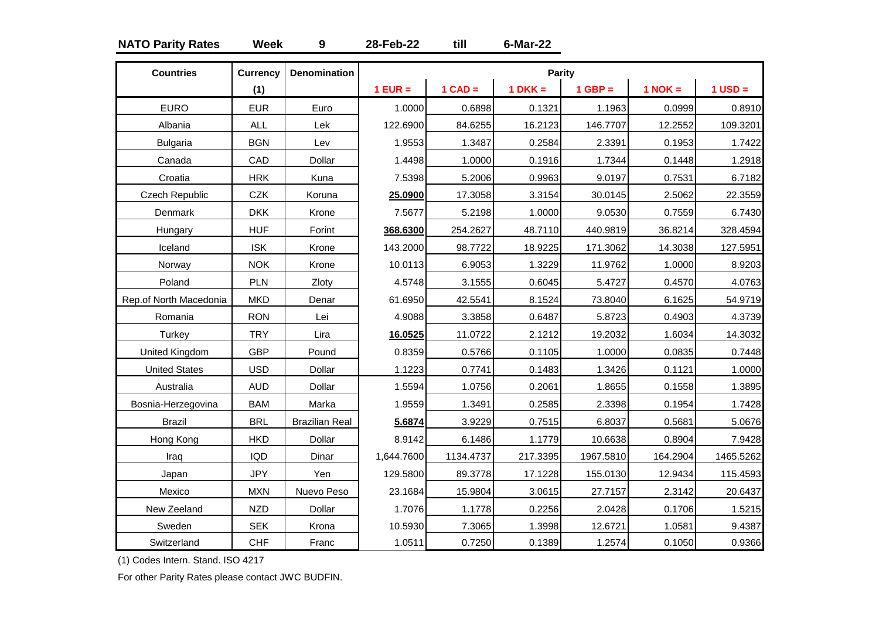**NATO Parity Rates** **Week** **9** **28-Feb-22** **till** **6-Mar-22**

| Countries | Currency (1) | Denomination | Parity | | | | | |
|---|---|---|---|---|---|---|---|---|
| | | | 1 EUR = | 1 CAD = | 1 DKK = | 1 GBP = | 1 NOK = | 1 USD = |
| EURO | EUR | Euro | 1.0000 | 0.6898 | 0.1321 | 1.1963 | 0.0999 | 0.8910 |
| Albania | ALL | Lek | 122.6900 | 84.6255 | 16.2123 | 146.7707 | 12.2552 | 109.3201 |
| Bulgaria | BGN | Lev | 1.9553 | 1.3487 | 0.2584 | 2.3391 | 0.1953 | 1.7422 |
| Canada | CAD | Dollar | 1.4498 | 1.0000 | 0.1916 | 1.7344 | 0.1448 | 1.2918 |
| Croatia | HRK | Kuna | 7.5398 | 5.2006 | 0.9963 | 9.0197 | 0.7531 | 6.7182 |
| Czech Republic | CZK | Koruna | **25.0900** | 17.3058 | 3.3154 | 30.0145 | 2.5062 | 22.3559 |
| Denmark | DKK | Krone | 7.5677 | 5.2198 | 1.0000 | 9.0530 | 0.7559 | 6.7430 |
| Hungary | HUF | Forint | **368.6300** | 254.2627 | 48.7110 | 440.9819 | 36.8214 | 328.4594 |
| Iceland | ISK | Krone | 143.2000 | 98.7722 | 18.9225 | 171.3062 | 14.3038 | 127.5951 |
| Norway | NOK | Krone | 10.0113 | 6.9053 | 1.3229 | 11.9762 | 1.0000 | 8.9203 |
| Poland | PLN | Zloty | 4.5748 | 3.1555 | 0.6045 | 5.4727 | 0.4570 | 4.0763 |
| Rep.of North Macedonia | MKD | Denar | 61.6950 | 42.5541 | 8.1524 | 73.8040 | 6.1625 | 54.9719 |
| Romania | RON | Lei | 4.9088 | 3.3858 | 0.6487 | 5.8723 | 0.4903 | 4.3739 |
| Turkey | TRY | Lira | **16.0525** | 11.0722 | 2.1212 | 19.2032 | 1.6034 | 14.3032 |
| United Kingdom | GBP | Pound | 0.8359 | 0.5766 | 0.1105 | 1.0000 | 0.0835 | 0.7448 |
| United States | USD | Dollar | 1.1223 | 0.7741 | 0.1483 | 1.3426 | 0.1121 | 1.0000 |
| Australia | AUD | Dollar | 1.5594 | 1.0756 | 0.2061 | 1.8655 | 0.1558 | 1.3895 |
| Bosnia-Herzegovina | BAM | Marka | 1.9559 | 1.3491 | 0.2585 | 2.3398 | 0.1954 | 1.7428 |
| Brazil | BRL | Brazilian Real | **5.6874** | 3.9229 | 0.7515 | 6.8037 | 0.5681 | 5.0676 |
| Hong Kong | HKD | Dollar | 8.9142 | 6.1486 | 1.1779 | 10.6638 | 0.8904 | 7.9428 |
| Iraq | IQD | Dinar | 1,644.7600 | 1134.4737 | 217.3395 | 1967.5810 | 164.2904 | 1465.5262 |
| Japan | JPY | Yen | 129.5800 | 89.3778 | 17.1228 | 155.0130 | 12.9434 | 115.4593 |
| Mexico | MXN | Nuevo Peso | 23.1684 | 15.9804 | 3.0615 | 27.7157 | 2.3142 | 20.6437 |
| New Zeeland | NZD | Dollar | 1.7076 | 1.1778 | 0.2256 | 2.0428 | 0.1706 | 1.5215 |
| Sweden | SEK | Krona | 10.5930 | 7.3065 | 1.3998 | 12.6721 | 1.0581 | 9.4387 |
| Switzerland | CHF | Franc | 1.0511 | 0.7250 | 0.1389 | 1.2574 | 0.1050 | 0.9366 |

(1) Codes Intern. Stand. ISO 4217

For other Parity Rates please contact JWC BUDFIN.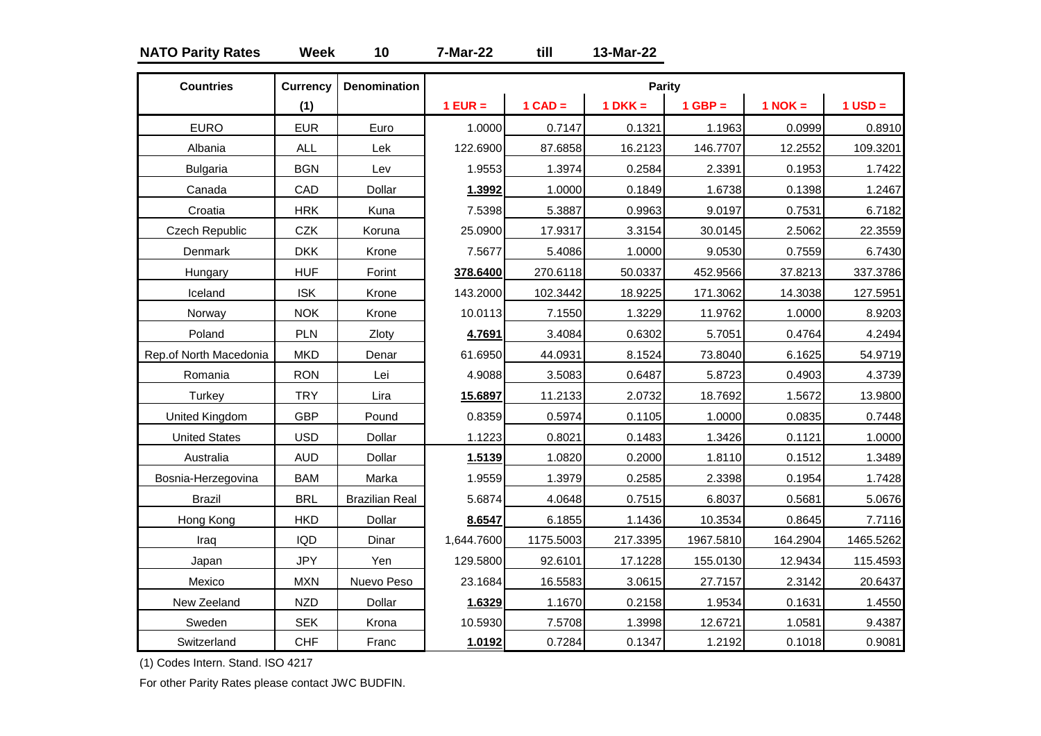**NATO Parity Rates** **Week** **10** **7-Mar-22** **till** **13-Mar-22**

| Countries | Currency (1) | Denomination | Parity | | | | | |
|---|---|---|---|---|---|---|---|---|
| | | | 1 EUR = | 1 CAD = | 1 DKK = | 1 GBP = | 1 NOK = | 1 USD = |
| EURO | EUR | Euro | 1.0000 | 0.7147 | 0.1321 | 1.1963 | 0.0999 | 0.8910 |
| Albania | ALL | Lek | 122.6900 | 87.6858 | 16.2123 | 146.7707 | 12.2552 | 109.3201 |
| Bulgaria | BGN | Lev | 1.9553 | 1.3974 | 0.2584 | 2.3391 | 0.1953 | 1.7422 |
| Canada | CAD | Dollar | **1.3992** | 1.0000 | 0.1849 | 1.6738 | 0.1398 | 1.2467 |
| Croatia | HRK | Kuna | 7.5398 | 5.3887 | 0.9963 | 9.0197 | 0.7531 | 6.7182 |
| Czech Republic | CZK | Koruna | 25.0900 | 17.9317 | 3.3154 | 30.0145 | 2.5062 | 22.3559 |
| Denmark | DKK | Krone | 7.5677 | 5.4086 | 1.0000 | 9.0530 | 0.7559 | 6.7430 |
| Hungary | HUF | Forint | **378.6400** | 270.6118 | 50.0337 | 452.9566 | 37.8213 | 337.3786 |
| Iceland | ISK | Krone | 143.2000 | 102.3442 | 18.9225 | 171.3062 | 14.3038 | 127.5951 |
| Norway | NOK | Krone | 10.0113 | 7.1550 | 1.3229 | 11.9762 | 1.0000 | 8.9203 |
| Poland | PLN | Zloty | **4.7691** | 3.4084 | 0.6302 | 5.7051 | 0.4764 | 4.2494 |
| Rep.of North Macedonia | MKD | Denar | 61.6950 | 44.0931 | 8.1524 | 73.8040 | 6.1625 | 54.9719 |
| Romania | RON | Lei | 4.9088 | 3.5083 | 0.6487 | 5.8723 | 0.4903 | 4.3739 |
| Turkey | TRY | Lira | **15.6897** | 11.2133 | 2.0732 | 18.7692 | 1.5672 | 13.9800 |
| United Kingdom | GBP | Pound | 0.8359 | 0.5974 | 0.1105 | 1.0000 | 0.0835 | 0.7448 |
| United States | USD | Dollar | 1.1223 | 0.8021 | 0.1483 | 1.3426 | 0.1121 | 1.0000 |
| Australia | AUD | Dollar | **1.5139** | 1.0820 | 0.2000 | 1.8110 | 0.1512 | 1.3489 |
| Bosnia-Herzegovina | BAM | Marka | 1.9559 | 1.3979 | 0.2585 | 2.3398 | 0.1954 | 1.7428 |
| Brazil | BRL | Brazilian Real | 5.6874 | 4.0648 | 0.7515 | 6.8037 | 0.5681 | 5.0676 |
| Hong Kong | HKD | Dollar | **8.6547** | 6.1855 | 1.1436 | 10.3534 | 0.8645 | 7.7116 |
| Iraq | IQD | Dinar | 1,644.7600 | 1175.5003 | 217.3395 | 1967.5810 | 164.2904 | 1465.5262 |
| Japan | JPY | Yen | 129.5800 | 92.6101 | 17.1228 | 155.0130 | 12.9434 | 115.4593 |
| Mexico | MXN | Nuevo Peso | 23.1684 | 16.5583 | 3.0615 | 27.7157 | 2.3142 | 20.6437 |
| New Zeeland | NZD | Dollar | **1.6329** | 1.1670 | 0.2158 | 1.9534 | 0.1631 | 1.4550 |
| Sweden | SEK | Krona | 10.5930 | 7.5708 | 1.3998 | 12.6721 | 1.0581 | 9.4387 |
| Switzerland | CHF | Franc | **1.0192** | 0.7284 | 0.1347 | 1.2192 | 0.1018 | 0.9081 |

(1) Codes Intern. Stand. ISO 4217

For other Parity Rates please contact JWC BUDFIN.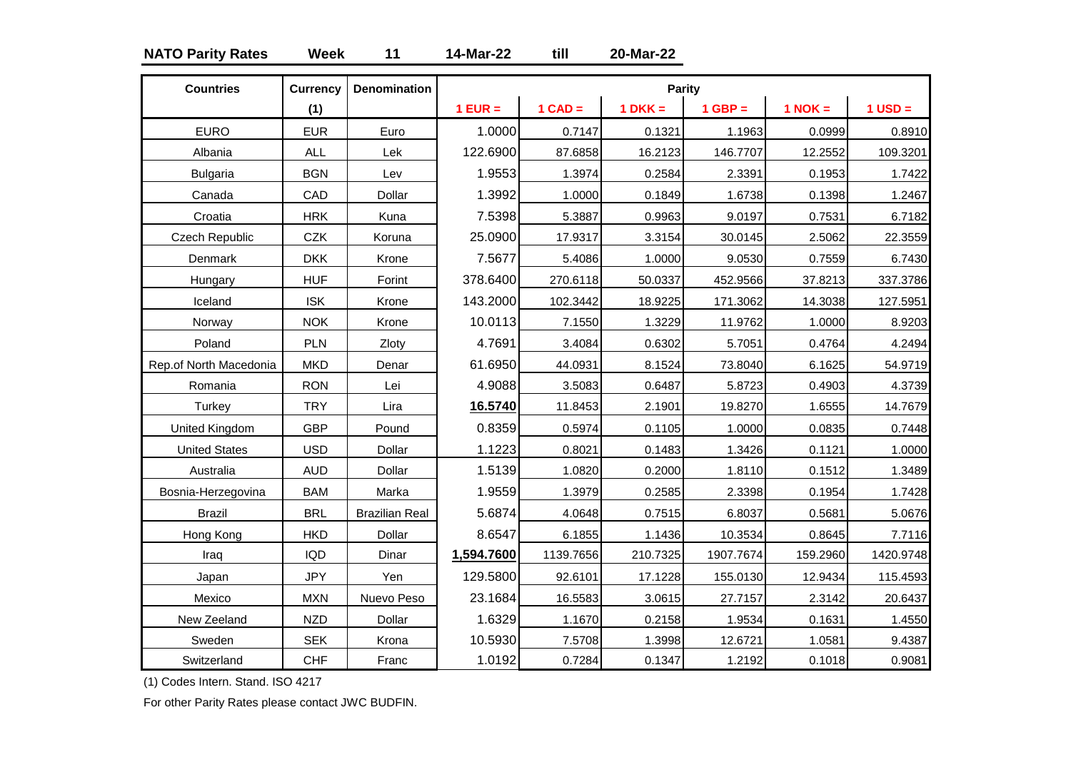**NATO Parity Rates** **Week** **11** **14-Mar-22** **till** **20-Mar-22**

| Countries | Currency (1) | Denomination | Parity | | | | | |
|---|---|---|---|---|---|---|---|---|
| | | | 1 EUR = | 1 CAD = | 1 DKK = | 1 GBP = | 1 NOK = | 1 USD = |
| EURO | EUR | Euro | 1.0000 | 0.7147 | 0.1321 | 1.1963 | 0.0999 | 0.8910 |
| Albania | ALL | Lek | 122.6900 | 87.6858 | 16.2123 | 146.7707 | 12.2552 | 109.3201 |
| Bulgaria | BGN | Lev | 1.9553 | 1.3974 | 0.2584 | 2.3391 | 0.1953 | 1.7422 |
| Canada | CAD | Dollar | 1.3992 | 1.0000 | 0.1849 | 1.6738 | 0.1398 | 1.2467 |
| Croatia | HRK | Kuna | 7.5398 | 5.3887 | 0.9963 | 9.0197 | 0.7531 | 6.7182 |
| Czech Republic | CZK | Koruna | 25.0900 | 17.9317 | 3.3154 | 30.0145 | 2.5062 | 22.3559 |
| Denmark | DKK | Krone | 7.5677 | 5.4086 | 1.0000 | 9.0530 | 0.7559 | 6.7430 |
| Hungary | HUF | Forint | 378.6400 | 270.6118 | 50.0337 | 452.9566 | 37.8213 | 337.3786 |
| Iceland | ISK | Krone | 143.2000 | 102.3442 | 18.9225 | 171.3062 | 14.3038 | 127.5951 |
| Norway | NOK | Krone | 10.0113 | 7.1550 | 1.3229 | 11.9762 | 1.0000 | 8.9203 |
| Poland | PLN | Zloty | 4.7691 | 3.4084 | 0.6302 | 5.7051 | 0.4764 | 4.2494 |
| Rep.of North Macedonia | MKD | Denar | 61.6950 | 44.0931 | 8.1524 | 73.8040 | 6.1625 | 54.9719 |
| Romania | RON | Lei | 4.9088 | 3.5083 | 0.6487 | 5.8723 | 0.4903 | 4.3739 |
| Turkey | TRY | Lira | **16.5740** | 11.8453 | 2.1901 | 19.8270 | 1.6555 | 14.7679 |
| United Kingdom | GBP | Pound | 0.8359 | 0.5974 | 0.1105 | 1.0000 | 0.0835 | 0.7448 |
| United States | USD | Dollar | 1.1223 | 0.8021 | 0.1483 | 1.3426 | 0.1121 | 1.0000 |
| Australia | AUD | Dollar | 1.5139 | 1.0820 | 0.2000 | 1.8110 | 0.1512 | 1.3489 |
| Bosnia-Herzegovina | BAM | Marka | 1.9559 | 1.3979 | 0.2585 | 2.3398 | 0.1954 | 1.7428 |
| Brazil | BRL | Brazilian Real | 5.6874 | 4.0648 | 0.7515 | 6.8037 | 0.5681 | 5.0676 |
| Hong Kong | HKD | Dollar | 8.6547 | 6.1855 | 1.1436 | 10.3534 | 0.8645 | 7.7116 |
| Iraq | IQD | Dinar | **1,594.7600** | 1139.7656 | 210.7325 | 1907.7674 | 159.2960 | 1420.9748 |
| Japan | JPY | Yen | 129.5800 | 92.6101 | 17.1228 | 155.0130 | 12.9434 | 115.4593 |
| Mexico | MXN | Nuevo Peso | 23.1684 | 16.5583 | 3.0615 | 27.7157 | 2.3142 | 20.6437 |
| New Zeeland | NZD | Dollar | 1.6329 | 1.1670 | 0.2158 | 1.9534 | 0.1631 | 1.4550 |
| Sweden | SEK | Krona | 10.5930 | 7.5708 | 1.3998 | 12.6721 | 1.0581 | 9.4387 |
| Switzerland | CHF | Franc | 1.0192 | 0.7284 | 0.1347 | 1.2192 | 0.1018 | 0.9081 |

(1) Codes Intern. Stand. ISO 4217

For other Parity Rates please contact JWC BUDFIN.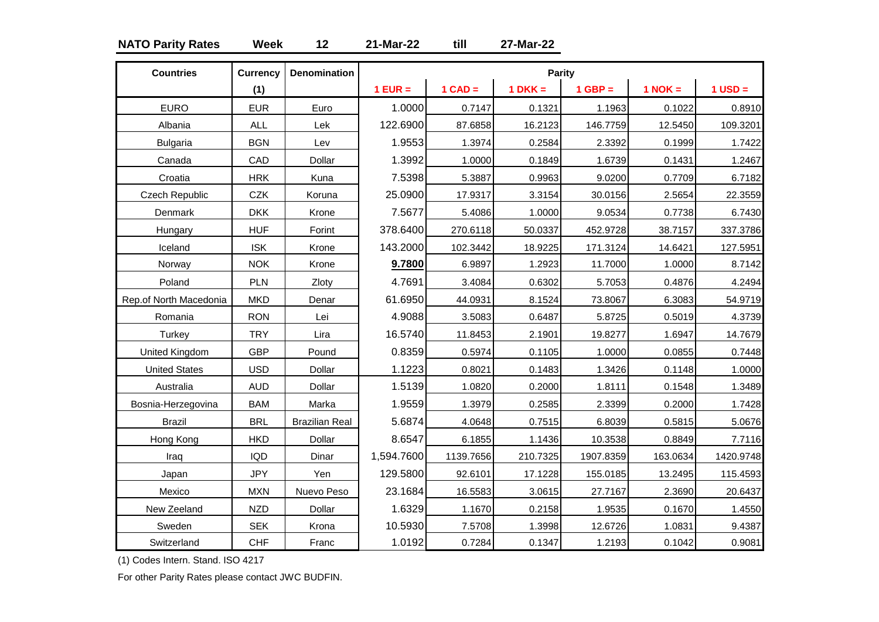**NATO Parity Rates** **Week** **12** **21-Mar-22** **till** **27-Mar-22**

| Countries | Currency (1) | Denomination | Parity | | | | | |
|---|---|---|---|---|---|---|---|---|
| | | | 1 EUR = | 1 CAD = | 1 DKK = | 1 GBP = | 1 NOK = | 1 USD = |
| EURO | EUR | Euro | 1.0000 | 0.7147 | 0.1321 | 1.1963 | 0.1022 | 0.8910 |
| Albania | ALL | Lek | 122.6900 | 87.6858 | 16.2123 | 146.7759 | 12.5450 | 109.3201 |
| Bulgaria | BGN | Lev | 1.9553 | 1.3974 | 0.2584 | 2.3392 | 0.1999 | 1.7422 |
| Canada | CAD | Dollar | 1.3992 | 1.0000 | 0.1849 | 1.6739 | 0.1431 | 1.2467 |
| Croatia | HRK | Kuna | 7.5398 | 5.3887 | 0.9963 | 9.0200 | 0.7709 | 6.7182 |
| Czech Republic | CZK | Koruna | 25.0900 | 17.9317 | 3.3154 | 30.0156 | 2.5654 | 22.3559 |
| Denmark | DKK | Krone | 7.5677 | 5.4086 | 1.0000 | 9.0534 | 0.7738 | 6.7430 |
| Hungary | HUF | Forint | 378.6400 | 270.6118 | 50.0337 | 452.9728 | 38.7157 | 337.3786 |
| Iceland | ISK | Krone | 143.2000 | 102.3442 | 18.9225 | 171.3124 | 14.6421 | 127.5951 |
| Norway | NOK | Krone | **9.7800** | 6.9897 | 1.2923 | 11.7000 | 1.0000 | 8.7142 |
| Poland | PLN | Zloty | 4.7691 | 3.4084 | 0.6302 | 5.7053 | 0.4876 | 4.2494 |
| Rep.of North Macedonia | MKD | Denar | 61.6950 | 44.0931 | 8.1524 | 73.8067 | 6.3083 | 54.9719 |
| Romania | RON | Lei | 4.9088 | 3.5083 | 0.6487 | 5.8725 | 0.5019 | 4.3739 |
| Turkey | TRY | Lira | 16.5740 | 11.8453 | 2.1901 | 19.8277 | 1.6947 | 14.7679 |
| United Kingdom | GBP | Pound | 0.8359 | 0.5974 | 0.1105 | 1.0000 | 0.0855 | 0.7448 |
| United States | USD | Dollar | 1.1223 | 0.8021 | 0.1483 | 1.3426 | 0.1148 | 1.0000 |
| Australia | AUD | Dollar | 1.5139 | 1.0820 | 0.2000 | 1.8111 | 0.1548 | 1.3489 |
| Bosnia-Herzegovina | BAM | Marka | 1.9559 | 1.3979 | 0.2585 | 2.3399 | 0.2000 | 1.7428 |
| Brazil | BRL | Brazilian Real | 5.6874 | 4.0648 | 0.7515 | 6.8039 | 0.5815 | 5.0676 |
| Hong Kong | HKD | Dollar | 8.6547 | 6.1855 | 1.1436 | 10.3538 | 0.8849 | 7.7116 |
| Iraq | IQD | Dinar | 1,594.7600 | 1139.7656 | 210.7325 | 1907.8359 | 163.0634 | 1420.9748 |
| Japan | JPY | Yen | 129.5800 | 92.6101 | 17.1228 | 155.0185 | 13.2495 | 115.4593 |
| Mexico | MXN | Nuevo Peso | 23.1684 | 16.5583 | 3.0615 | 27.7167 | 2.3690 | 20.6437 |
| New Zeeland | NZD | Dollar | 1.6329 | 1.1670 | 0.2158 | 1.9535 | 0.1670 | 1.4550 |
| Sweden | SEK | Krona | 10.5930 | 7.5708 | 1.3998 | 12.6726 | 1.0831 | 9.4387 |
| Switzerland | CHF | Franc | 1.0192 | 0.7284 | 0.1347 | 1.2193 | 0.1042 | 0.9081 |

(1) Codes Intern. Stand. ISO 4217

For other Parity Rates please contact JWC BUDFIN.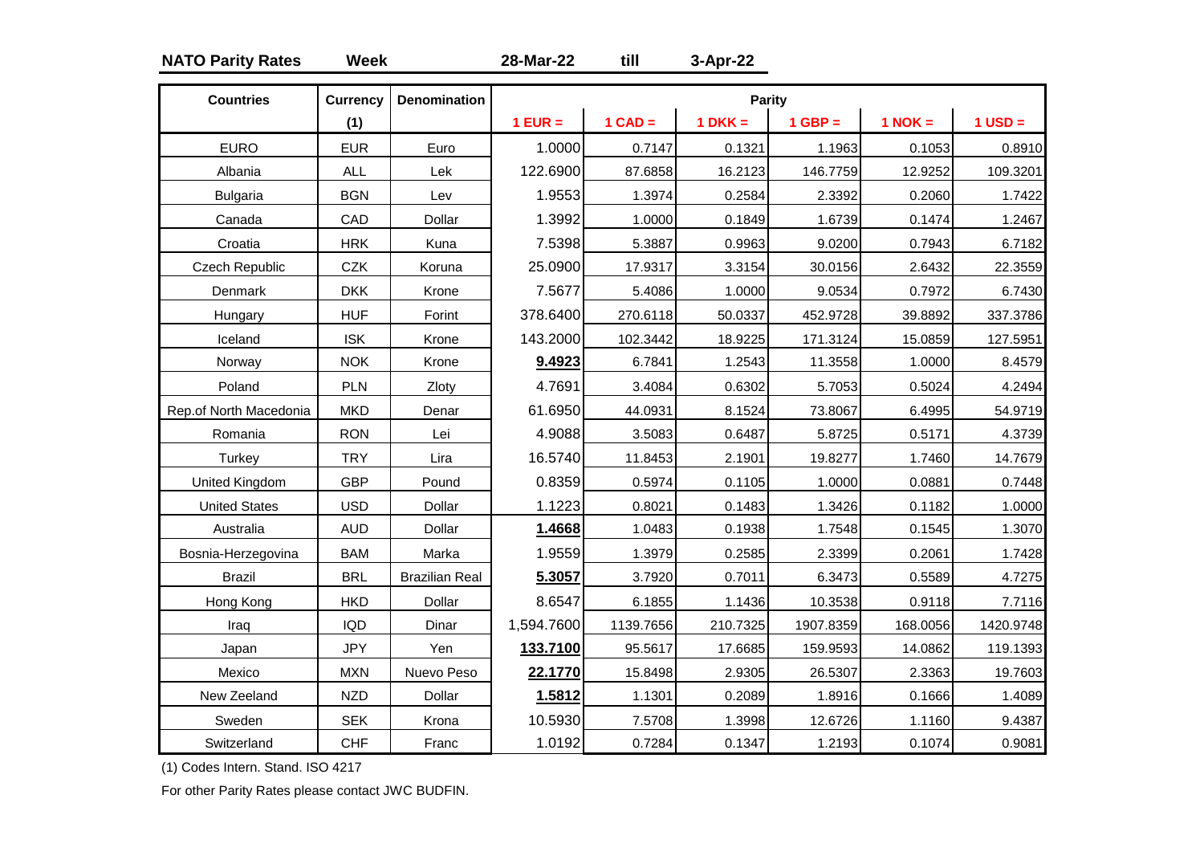**NATO Parity Rates** **Week** **28-Mar-22** **till** **3-Apr-22**

| Countries | Currency (1) | Denomination | Parity | | | | | |
|---|---|---|---|---|---|---|---|---|
| | | | 1 EUR = | 1 CAD = | 1 DKK = | 1 GBP = | 1 NOK = | 1 USD = |
| EURO | EUR | Euro | 1.0000 | 0.7147 | 0.1321 | 1.1963 | 0.1053 | 0.8910 |
| Albania | ALL | Lek | 122.6900 | 87.6858 | 16.2123 | 146.7759 | 12.9252 | 109.3201 |
| Bulgaria | BGN | Lev | 1.9553 | 1.3974 | 0.2584 | 2.3392 | 0.2060 | 1.7422 |
| Canada | CAD | Dollar | 1.3992 | 1.0000 | 0.1849 | 1.6739 | 0.1474 | 1.2467 |
| Croatia | HRK | Kuna | 7.5398 | 5.3887 | 0.9963 | 9.0200 | 0.7943 | 6.7182 |
| Czech Republic | CZK | Koruna | 25.0900 | 17.9317 | 3.3154 | 30.0156 | 2.6432 | 22.3559 |
| Denmark | DKK | Krone | 7.5677 | 5.4086 | 1.0000 | 9.0534 | 0.7972 | 6.7430 |
| Hungary | HUF | Forint | 378.6400 | 270.6118 | 50.0337 | 452.9728 | 39.8892 | 337.3786 |
| Iceland | ISK | Krone | 143.2000 | 102.3442 | 18.9225 | 171.3124 | 15.0859 | 127.5951 |
| Norway | NOK | Krone | **9.4923** | 6.7841 | 1.2543 | 11.3558 | 1.0000 | 8.4579 |
| Poland | PLN | Zloty | 4.7691 | 3.4084 | 0.6302 | 5.7053 | 0.5024 | 4.2494 |
| Rep.of North Macedonia | MKD | Denar | 61.6950 | 44.0931 | 8.1524 | 73.8067 | 6.4995 | 54.9719 |
| Romania | RON | Lei | 4.9088 | 3.5083 | 0.6487 | 5.8725 | 0.5171 | 4.3739 |
| Turkey | TRY | Lira | 16.5740 | 11.8453 | 2.1901 | 19.8277 | 1.7460 | 14.7679 |
| United Kingdom | GBP | Pound | 0.8359 | 0.5974 | 0.1105 | 1.0000 | 0.0881 | 0.7448 |
| United States | USD | Dollar | 1.1223 | 0.8021 | 0.1483 | 1.3426 | 0.1182 | 1.0000 |
| Australia | AUD | Dollar | **1.4668** | 1.0483 | 0.1938 | 1.7548 | 0.1545 | 1.3070 |
| Bosnia-Herzegovina | BAM | Marka | 1.9559 | 1.3979 | 0.2585 | 2.3399 | 0.2061 | 1.7428 |
| Brazil | BRL | Brazilian Real | **5.3057** | 3.7920 | 0.7011 | 6.3473 | 0.5589 | 4.7275 |
| Hong Kong | HKD | Dollar | 8.6547 | 6.1855 | 1.1436 | 10.3538 | 0.9118 | 7.7116 |
| Iraq | IQD | Dinar | 1,594.7600 | 1139.7656 | 210.7325 | 1907.8359 | 168.0056 | 1420.9748 |
| Japan | JPY | Yen | **133.7100** | 95.5617 | 17.6685 | 159.9593 | 14.0862 | 119.1393 |
| Mexico | MXN | Nuevo Peso | **22.1770** | 15.8498 | 2.9305 | 26.5307 | 2.3363 | 19.7603 |
| New Zeeland | NZD | Dollar | **1.5812** | 1.1301 | 0.2089 | 1.8916 | 0.1666 | 1.4089 |
| Sweden | SEK | Krona | 10.5930 | 7.5708 | 1.3998 | 12.6726 | 1.1160 | 9.4387 |
| Switzerland | CHF | Franc | 1.0192 | 0.7284 | 0.1347 | 1.2193 | 0.1074 | 0.9081 |

(1) Codes Intern. Stand. ISO 4217

For other Parity Rates please contact JWC BUDFIN.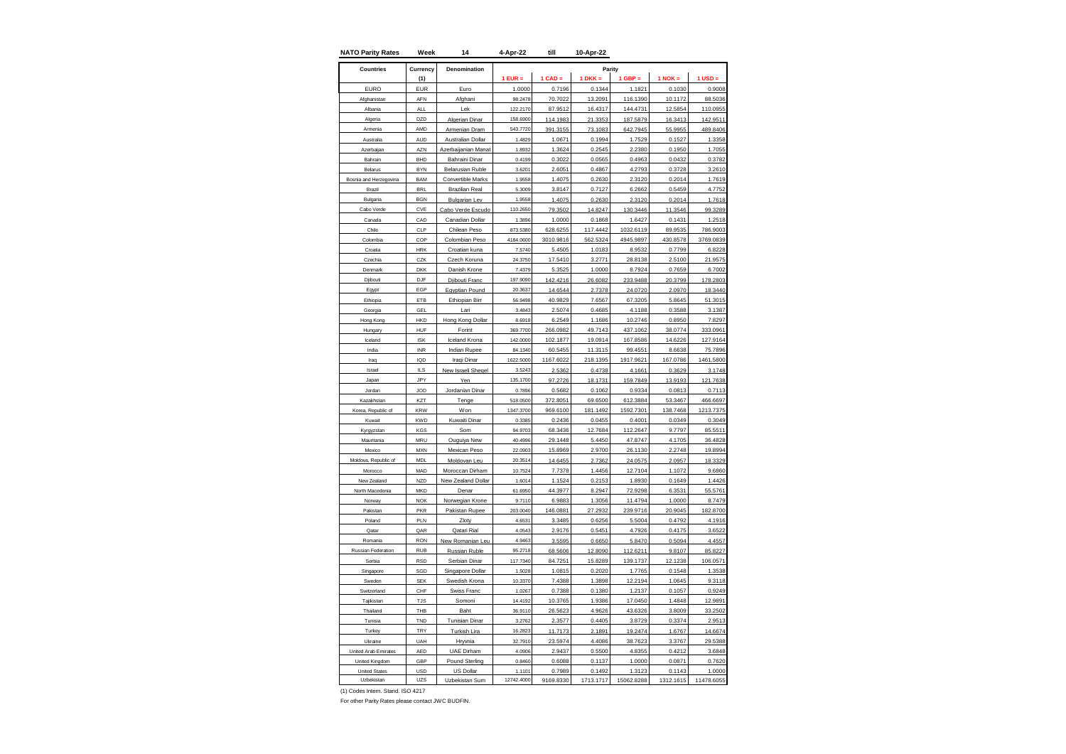**NATO Parity Rates** Week 14 4-Apr-22 till 10-Apr-22

| Countries | Currency (1) | Denomination | Parity | | | | | |
|---|---|---|---|---|---|---|---|---|
| | | | 1 EUR = | 1 CAD = | 1 DKK = | 1 GBP = | 1 NOK = | 1 USD = |
| EURO | EUR | Euro | 1.0000 | 0.7196 | 0.1344 | 1.1821 | 0.1030 | 0.9008 |
| Afghanistan | AFN | Afghani | 98.2478 | 70.7022 | 13.2091 | 116.1390 | 10.1172 | 88.5036 |
| Albania | ALL | Lek | 122.2170 | 87.9512 | 16.4317 | 144.4731 | 12.5854 | 110.0955 |
| Algeria | DZD | Algerian Dinar | 158.6900 | 114.1983 | 21.3353 | 187.5879 | 16.3413 | 142.9511 |
| Armenia | AMD | Armenian Dram | 543.7720 | 391.3155 | 73.1083 | 642.7945 | 55.9955 | 489.8406 |
| Australia | AUD | Australian Dollar | 1.4829 | 1.0671 | 0.1994 | 1.7529 | 0.1527 | 1.3358 |
| Azerbaijan | AZN | Azerbaijanian Manat | 1.8932 | 1.3624 | 0.2545 | 2.2380 | 0.1950 | 1.7055 |
| Bahrain | BHD | Bahraini Dinar | 0.4199 | 0.3022 | 0.0565 | 0.4963 | 0.0432 | 0.3782 |
| Belarus | BYN | Belarusian Ruble | 3.6201 | 2.6051 | 0.4867 | 4.2793 | 0.3728 | 3.2610 |
| Bosnia and Herzegovina | BAM | Convertible Marks | 1.9558 | 1.4075 | 0.2630 | 2.3120 | 0.2014 | 1.7619 |
| Brazil | BRL | Brazilian Real | 5.3009 | 3.8147 | 0.7127 | 6.2662 | 0.5459 | 4.7752 |
| Bulgaria | BGN | Bulgarian Lev | 1.9558 | 1.4075 | 0.2630 | 2.3120 | 0.2014 | 1.7618 |
| Cabo Verde | CVE | Cabo Verde Escudo | 110.2650 | 79.3502 | 14.8247 | 130.3446 | 11.3546 | 99.3289 |
| Canada | CAD | Canadian Dollar | 1.3896 | 1.0000 | 0.1868 | 1.6427 | 0.1431 | 1.2518 |
| Chile | CLP | Chilean Peso | 873.5380 | 628.6255 | 117.4442 | 1032.6119 | 89.9535 | 786.9003 |
| Colombia | COP | Colombian Peso | 4184.0600 | 3010.9816 | 562.5324 | 4945.9897 | 430.8578 | 3769.0839 |
| Croatia | HRK | Croatian kuna | 7.5740 | 5.4505 | 1.0183 | 8.9532 | 0.7799 | 6.8228 |
| Czechia | CZK | Czech Koruna | 24.3750 | 17.5410 | 3.2771 | 28.8138 | 2.5100 | 21.9575 |
| Denmark | DKK | Danish Krone | 7.4379 | 5.3525 | 1.0000 | 8.7924 | 0.7659 | 6.7002 |
| Djibouti | DJF | Djibouti Franc | 197.9090 | 142.4216 | 26.6082 | 233.9488 | 20.3799 | 178.2803 |
| Egypt | EGP | Egyptian Pound | 20.3637 | 14.6544 | 2.7378 | 24.0720 | 2.0970 | 18.3440 |
| Ethiopia | ETB | Ethiopian Birr | 56.9498 | 40.9829 | 7.6567 | 67.3205 | 5.8645 | 51.3015 |
| Georgia | GEL | Lari | 3.4843 | 2.5074 | 0.4685 | 4.1188 | 0.3588 | 3.1387 |
| Hong Kong | HKD | Hong Kong Dollar | 8.6918 | 6.2549 | 1.1686 | 10.2746 | 0.8950 | 7.8297 |
| Hungary | HUF | Forint | 369.7700 | 266.0982 | 49.7143 | 437.1062 | 38.0774 | 333.0961 |
| Iceland | ISK | Iceland Krona | 142.0000 | 102.1877 | 19.0914 | 167.8586 | 14.6226 | 127.9164 |
| India | INR | Indian Rupee | 84.1340 | 60.5455 | 11.3115 | 99.4551 | 8.6638 | 75.7896 |
| Iraq | IQD | Iraqi Dinar | 1622.5000 | 1167.6022 | 218.1395 | 1917.9621 | 167.0786 | 1461.5800 |
| Israel | ILS | New Israeli Sheqel | 3.5243 | 2.5362 | 0.4738 | 4.1661 | 0.3629 | 3.1748 |
| Japan | JPY | Yen | 135.1700 | 97.2726 | 18.1731 | 159.7849 | 13.9193 | 121.7638 |
| Jordan | JOD | Jordanian Dinar | 0.7896 | 0.5682 | 0.1062 | 0.9334 | 0.0813 | 0.7113 |
| Kazakhstan | KZT | Tenge | 518.0500 | 372.8051 | 69.6500 | 612.3884 | 53.3467 | 466.6697 |
| Korea, Republic of | KRW | Won | 1347.3700 | 969.6100 | 181.1492 | 1592.7301 | 138.7468 | 1213.7375 |
| Kuwait | KWD | Kuwaiti Dinar | 0.3385 | 0.2436 | 0.0455 | 0.4001 | 0.0349 | 0.3049 |
| Kyrgyzstan | KGS | Som | 94.9703 | 68.3436 | 12.7684 | 112.2647 | 9.7797 | 85.5511 |
| Mauritania | MRU | Ouguiya New | 40.4996 | 29.1448 | 5.4450 | 47.8747 | 4.1705 | 36.4828 |
| Mexico | MXN | Mexican Peso | 22.0903 | 15.8969 | 2.9700 | 26.1130 | 2.2748 | 19.8994 |
| Moldova, Republic of | MDL | Moldovan Leu | 20.3514 | 14.6455 | 2.7362 | 24.0575 | 2.0957 | 18.3329 |
| Morocco | MAD | Moroccan Dirham | 10.7524 | 7.7378 | 1.4456 | 12.7104 | 1.1072 | 9.6860 |
| New Zealand | NZD | New Zealand Dollar | 1.6014 | 1.1524 | 0.2153 | 1.8930 | 0.1649 | 1.4426 |
| North Macedonia | MKD | Denar | 61.6950 | 44.3977 | 8.2947 | 72.9298 | 6.3531 | 55.5761 |
| Norway | NOK | Norwegian Krone | 9.7110 | 6.9883 | 1.3056 | 11.4794 | 1.0000 | 8.7479 |
| Pakistan | PKR | Pakistan Rupee | 203.0040 | 146.0881 | 27.2932 | 239.9716 | 20.9045 | 182.8700 |
| Poland | PLN | Zloty | 4.6531 | 3.3485 | 0.6256 | 5.5004 | 0.4792 | 4.1916 |
| Qatar | QAR | Qatari Rial | 4.0543 | 2.9176 | 0.5451 | 4.7926 | 0.4175 | 3.6522 |
| Romania | RON | New Romanian Leu | 4.9463 | 3.5595 | 0.6650 | 5.8470 | 0.5094 | 4.4557 |
| Russian Federation | RUB | Russian Ruble | 95.2718 | 68.5606 | 12.8090 | 112.6211 | 9.8107 | 85.8227 |
| Serbia | RSD | Serbian Dinar | 117.7340 | 84.7251 | 15.8289 | 139.1737 | 12.1238 | 106.0571 |
| Singapore | SGD | Singapore Dollar | 1.5028 | 1.0815 | 0.2020 | 1.7765 | 0.1548 | 1.3538 |
| Sweden | SEK | Swedish Krona | 10.3370 | 7.4388 | 1.3898 | 12.2194 | 1.0645 | 9.3118 |
| Switzerland | CHF | Swiss Franc | 1.0267 | 0.7388 | 0.1380 | 1.2137 | 0.1057 | 0.9249 |
| Tajikistan | TJS | Somoni | 14.4192 | 10.3765 | 1.9386 | 17.0450 | 1.4848 | 12.9891 |
| Thailand | THB | Baht | 36.9110 | 26.5623 | 4.9626 | 43.6326 | 3.8009 | 33.2502 |
| Tunisia | TND | Tunisian Dinar | 3.2762 | 2.3577 | 0.4405 | 3.8729 | 0.3374 | 2.9513 |
| Turkey | TRY | Turkish Lira | 16.2823 | 11.7173 | 2.1891 | 19.2474 | 1.6767 | 14.6674 |
| Ukraine | UAH | Hryvnia | 32.7910 | 23.5974 | 4.4086 | 38.7623 | 3.3767 | 29.5388 |
| United Arab Emirates | AED | UAE Dirham | 4.0906 | 2.9437 | 0.5500 | 4.8355 | 0.4212 | 3.6848 |
| United Kingdom | GBP | Pound Sterling | 0.8460 | 0.6088 | 0.1137 | 1.0000 | 0.0871 | 0.7620 |
| United States | USD | US Dollar | 1.1101 | 0.7989 | 0.1492 | 1.3123 | 0.1143 | 1.0000 |
| Uzbekistan | UZS | Uzbekistan Sum | 12742.4000 | 9169.8330 | 1713.1717 | 15062.8288 | 1312.1615 | 11478.6055 |

(1) Codes Intern. Stand. ISO 4217

For other Parity Rates please contact JWC BUDFIN.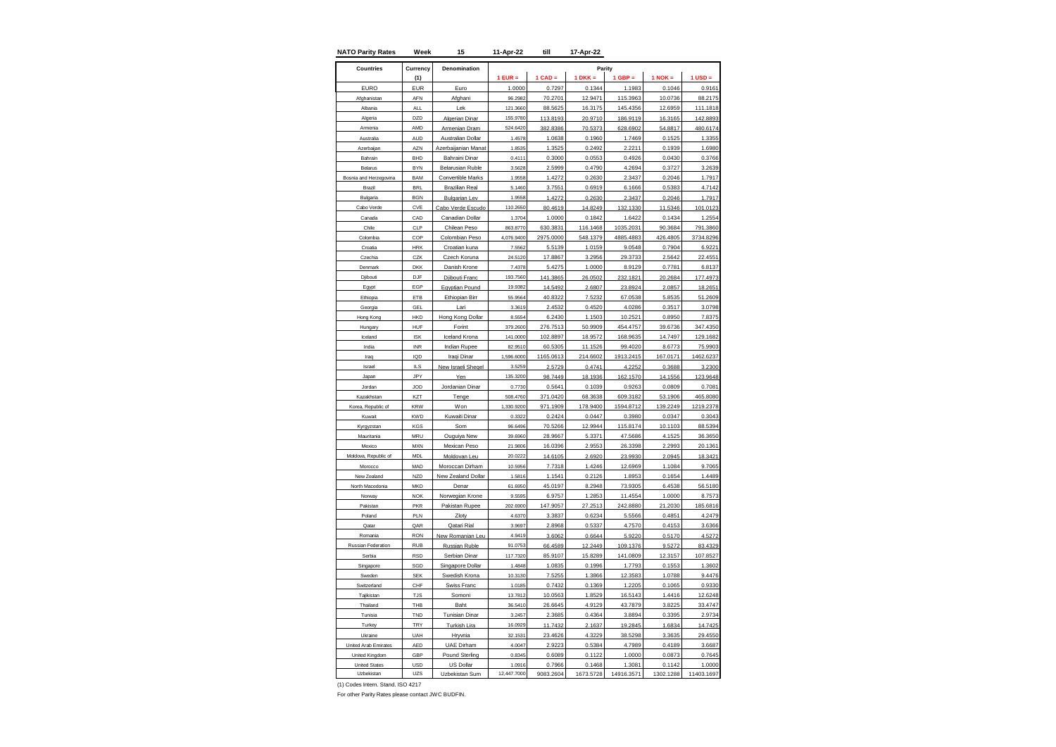**NATO Parity Rates** **Week** **15** **11-Apr-22** **till** **17-Apr-22**

| Countries | Currency (1) | Denomination | Parity | | | | | |
|---|---|---|---|---|---|---|---|---|
| | | | 1 EUR = | 1 CAD = | 1 DKK = | 1 GBP = | 1 NOK = | 1 USD = |
| EURO | EUR | Euro | 1.0000 | 0.7297 | 0.1344 | 1.1983 | 0.1046 | 0.9161 |
| Afghanistan | AFN | Afghani | 96.2982 | 70.2701 | 12.9471 | 115.3963 | 10.0736 | 88.2175 |
| Albania | ALL | Lek | 121.3660 | 88.5625 | 16.3175 | 145.4356 | 12.6959 | 111.1818 |
| Algeria | DZD | Algerian Dinar | 155.9780 | 113.8193 | 20.9710 | 186.9119 | 16.3165 | 142.8893 |
| Armenia | AMD | Armenian Dram | 524.6420 | 382.8386 | 70.5373 | 628.6902 | 54.8817 | 480.6174 |
| Australia | AUD | Australian Dollar | 1.4578 | 1.0638 | 0.1960 | 1.7469 | 0.1525 | 1.3355 |
| Azerbaijan | AZN | Azerbaijanian Manat | 1.8535 | 1.3525 | 0.2492 | 2.2211 | 0.1939 | 1.6980 |
| Bahrain | BHD | Bahraini Dinar | 0.4111 | 0.3000 | 0.0553 | 0.4926 | 0.0430 | 0.3766 |
| Belarus | BYN | Belarusian Ruble | 3.5628 | 2.5999 | 0.4790 | 4.2694 | 0.3727 | 3.2639 |
| Bosnia and Herzegovina | BAM | Convertible Marks | 1.9558 | 1.4272 | 0.2630 | 2.3437 | 0.2046 | 1.7917 |
| Brazil | BRL | Brazilian Real | 5.1460 | 3.7551 | 0.6919 | 6.1666 | 0.5383 | 4.7142 |
| Bulgaria | BGN | Bulgarian Lev | 1.9558 | 1.4272 | 0.2630 | 2.3437 | 0.2046 | 1.7917 |
| Cabo Verde | CVE | Cabo Verde Escudo | 110.2650 | 80.4619 | 14.8249 | 132.1330 | 11.5346 | 101.0123 |
| Canada | CAD | Canadian Dollar | 1.3704 | 1.0000 | 0.1842 | 1.6422 | 0.1434 | 1.2554 |
| Chile | CLP | Chilean Peso | 863.8770 | 630.3831 | 116.1468 | 1035.2031 | 90.3684 | 791.3860 |
| Colombia | COP | Colombian Peso | 4,076.9400 | 2975.0000 | 548.1379 | 4885.4883 | 426.4805 | 3734.8296 |
| Croatia | HRK | Croatian kuna | 7.5562 | 5.5139 | 1.0159 | 9.0548 | 0.7904 | 6.9221 |
| Czechia | CZK | Czech Koruna | 24.5120 | 17.8867 | 3.2956 | 29.3733 | 2.5642 | 22.4551 |
| Denmark | DKK | Danish Krone | 7.4378 | 5.4275 | 1.0000 | 8.9129 | 0.7781 | 6.8137 |
| Djibouti | DJF | Djibouti Franc | 193.7560 | 141.3865 | 26.0502 | 232.1821 | 20.2684 | 177.4973 |
| Egypt | EGP | Egyptian Pound | 19.9382 | 14.5492 | 2.6807 | 23.8924 | 2.0857 | 18.2651 |
| Ethiopia | ETB | Ethiopian Birr | 55.9564 | 40.8322 | 7.5232 | 67.0538 | 5.8535 | 51.2609 |
| Georgia | GEL | Lari | 3.3619 | 2.4532 | 0.4520 | 4.0286 | 0.3517 | 3.0798 |
| Hong Kong | HKD | Hong Kong Dollar | 8.5554 | 6.2430 | 1.1503 | 10.2521 | 0.8950 | 7.8375 |
| Hungary | HUF | Forint | 379.2600 | 276.7513 | 50.9909 | 454.4757 | 39.6736 | 347.4350 |
| Iceland | ISK | Iceland Krona | 141.0000 | 102.8897 | 18.9572 | 168.9635 | 14.7497 | 129.1682 |
| India | INR | Indian Rupee | 82.9510 | 60.5305 | 11.1526 | 99.4020 | 8.6773 | 75.9903 |
| Iraq | IQD | Iraqi Dinar | 1,596.6000 | 1165.0613 | 214.6602 | 1913.2415 | 167.0171 | 1462.6237 |
| Israel | ILS | New Israeli Sheqel | 3.5259 | 2.5729 | 0.4741 | 4.2252 | 0.3688 | 3.2300 |
| Japan | JPY | Yen | 135.3200 | 98.7449 | 18.1936 | 162.1570 | 14.1556 | 123.9648 |
| Jordan | JOD | Jordanian Dinar | 0.7730 | 0.5641 | 0.1039 | 0.9263 | 0.0809 | 0.7081 |
| Kazakhstan | KZT | Tenge | 508.4760 | 371.0420 | 68.3638 | 609.3182 | 53.1906 | 465.8080 |
| Korea, Republic of | KRW | Won | 1,330.9200 | 971.1909 | 178.9400 | 1594.8712 | 139.2249 | 1219.2378 |
| Kuwait | KWD | Kuwaiti Dinar | 0.3322 | 0.2424 | 0.0447 | 0.3980 | 0.0347 | 0.3043 |
| Kyrgyzstan | KGS | Som | 96.6496 | 70.5266 | 12.9944 | 115.8174 | 10.1103 | 88.5394 |
| Mauritania | MRU | Ouguiya New | 39.6960 | 28.9667 | 5.3371 | 47.5686 | 4.1525 | 36.3650 |
| Mexico | MXN | Mexican Peso | 21.9806 | 16.0396 | 2.9553 | 26.3398 | 2.2993 | 20.1361 |
| Moldova, Republic of | MDL | Moldovan Leu | 20.0222 | 14.6105 | 2.6920 | 23.9930 | 2.0945 | 18.3421 |
| Morocco | MAD | Moroccan Dirham | 10.5956 | 7.7318 | 1.4246 | 12.6969 | 1.1084 | 9.7065 |
| New Zealand | NZD | New Zealand Dollar | 1.5816 | 1.1541 | 0.2126 | 1.8953 | 0.1654 | 1.4489 |
| North Macedonia | MKD | Denar | 61.6950 | 45.0197 | 8.2948 | 73.9305 | 6.4538 | 56.5180 |
| Norway | NOK | Norwegian Krone | 9.5595 | 6.9757 | 1.2853 | 11.4554 | 1.0000 | 8.7573 |
| Pakistan | PKR | Pakistan Rupee | 202.6900 | 147.9057 | 27.2513 | 242.8880 | 21.2030 | 185.6816 |
| Poland | PLN | Zloty | 4.6370 | 3.3837 | 0.6234 | 5.5566 | 0.4851 | 4.2479 |
| Qatar | QAR | Qatari Rial | 3.9697 | 2.8968 | 0.5337 | 4.7570 | 0.4153 | 3.6366 |
| Romania | RON | New Romanian Leu | 4.9419 | 3.6062 | 0.6644 | 5.9220 | 0.5170 | 4.5272 |
| Russian Federation | RUB | Russian Ruble | 91.0753 | 66.4589 | 12.2449 | 109.1376 | 9.5272 | 83.4329 |
| Serbia | RSD | Serbian Dinar | 117.7320 | 85.9107 | 15.8289 | 141.0809 | 12.3157 | 107.8527 |
| Singapore | SGD | Singapore Dollar | 1.4848 | 1.0835 | 0.1996 | 1.7793 | 0.1553 | 1.3602 |
| Sweden | SEK | Swedish Krona | 10.3130 | 7.5255 | 1.3866 | 12.3583 | 1.0788 | 9.4476 |
| Switzerland | CHF | Swiss Franc | 1.0185 | 0.7432 | 0.1369 | 1.2205 | 0.1065 | 0.9330 |
| Tajikistan | TJS | Somoni | 13.7812 | 10.0563 | 1.8529 | 16.5143 | 1.4416 | 12.6248 |
| Thailand | THB | Baht | 36.5410 | 26.6645 | 4.9129 | 43.7879 | 3.8225 | 33.4747 |
| Tunisia | TND | Tunisian Dinar | 3.2457 | 2.3685 | 0.4364 | 3.8894 | 0.3395 | 2.9734 |
| Turkey | TRY | Turkish Lira | 16.0929 | 11.7432 | 2.1637 | 19.2845 | 1.6834 | 14.7425 |
| Ukraine | UAH | Hryvnia | 32.1531 | 23.4626 | 4.3229 | 38.5298 | 3.3635 | 29.4550 |
| United Arab Emirates | AED | UAE Dirham | 4.0047 | 2.9223 | 0.5384 | 4.7989 | 0.4189 | 3.6687 |
| United Kingdom | GBP | Pound Sterling | 0.8345 | 0.6089 | 0.1122 | 1.0000 | 0.0873 | 0.7645 |
| United States | USD | US Dollar | 1.0916 | 0.7966 | 0.1468 | 1.3081 | 0.1142 | 1.0000 |
| Uzbekistan | UZS | Uzbekistan Sum | 12,447.7000 | 9083.2604 | 1673.5728 | 14916.3571 | 1302.1288 | 11403.1697 |

(1) Codes Intern. Stand. ISO 4217

For other Parity Rates please contact JWC BUDFIN.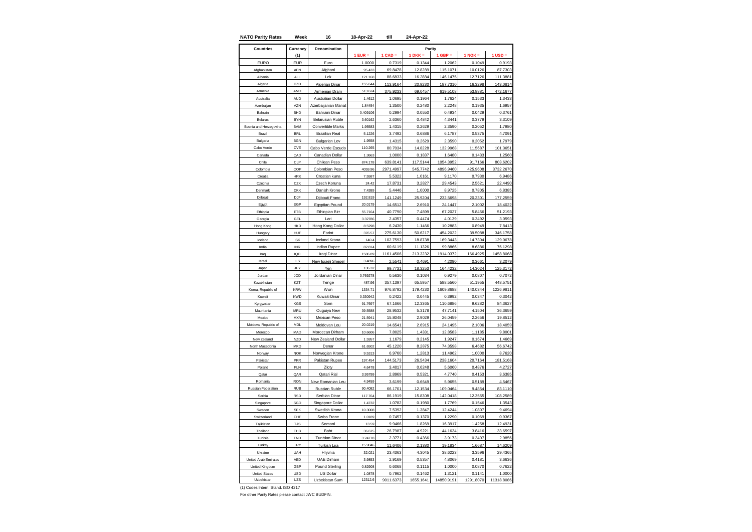**NATO Parity Rates** | **Week** | **16** | **18-Apr-22** | **till** | **24-Apr-22**

| Countries | Currency (1) | Denomination | Parity | | | | | |
|---|---|---|---|---|---|---|---|---|
| | | | 1 EUR = | 1 CAD = | 1 DKK = | 1 GBP = | 1 NOK = | 1 USD = |
| EURO | EUR | Euro | 1.0000 | 0.7319 | 0.1344 | 1.2062 | 0.1049 | 0.9193 |
| Afghanistan | AFN | Afghani | 95.433 | 69.8478 | 12.8289 | 115.1071 | 10.0126 | 87.7303 |
| Albania | ALL | Lek | 121.168 | 88.6833 | 16.2884 | 146.1475 | 12.7126 | 111.3881 |
| Algeria | DZD | Algerian Dinar | 155.644 | 113.9164 | 20.9230 | 187.7310 | 16.3298 | 143.0814 |
| Armenia | AMD | Armenian Dram | 513.624 | 375.9233 | 69.0457 | 619.5108 | 53.8881 | 472.1677 |
| Australia | AUD | Australian Dollar | 1.4612 | 1.0695 | 0.1964 | 1.7624 | 0.1533 | 1.3433 |
| Azerbaijan | AZN | Azerbaijanian Manat | 1.84454 | 1.3500 | 0.2480 | 2.2248 | 0.1935 | 1.6957 |
| Bahrain | BHD | Bahraini Dinar | 0.409106 | 0.2994 | 0.0550 | 0.4934 | 0.0429 | 0.3761 |
| Belarus | BYN | Belarusian Ruble | 3.60162 | 2.6360 | 0.4842 | 4.3441 | 0.3779 | 3.3109 |
| Bosnia and Herzegovina | BAM | Convertible Marks | 1.95583 | 1.4315 | 0.2629 | 2.3590 | 0.2052 | 1.7980 |
| Brazil | BRL | Brazilian Real | 5.1226 | 3.7492 | 0.6886 | 6.1787 | 0.5375 | 4.7091 |
| Bulgaria | BGN | Bulgarian Lev | 1.9558 | 1.4315 | 0.2629 | 2.3590 | 0.2052 | 1.7979 |
| Cabo Verde | CVE | Cabo Verde Escudo | 110.265 | 80.7034 | 14.8228 | 132.9968 | 11.5687 | 101.3651 |
| Canada | CAD | Canadian Dollar | 1.3663 | 1.0000 | 0.1837 | 1.6480 | 0.1433 | 1.2560 |
| Chile | CLP | Chilean Peso | 874.178 | 639.8141 | 117.5144 | 1054.3952 | 91.7166 | 803.6202 |
| Colombia | COP | Colombian Peso | 4059.96 | 2971.4997 | 545.7742 | 4896.9460 | 425.9608 | 3732.2670 |
| Croatia | HRK | Croatian kuna | 7.5587 | 5.5322 | 1.0161 | 9.1170 | 0.7930 | 6.9486 |
| Czechia | CZK | Czech Koruna | 24.42 | 17.8731 | 3.2827 | 29.4543 | 2.5621 | 22.4490 |
| Denmark | DKK | Danish Krone | 7.4389 | 5.4446 | 1.0000 | 8.9725 | 0.7805 | 6.8385 |
| Djibouti | DJF | Djibouti Franc | 192.819 | 141.1249 | 25.9204 | 232.5698 | 20.2301 | 177.2559 |
| Egypt | EGP | Egyptian Pound | 20.0179 | 14.6512 | 2.6910 | 24.1447 | 2.1002 | 18.4022 |
| Ethiopia | ETB | Ethiopian Birr | 55.7164 | 40.7790 | 7.4899 | 67.2027 | 5.8456 | 51.2193 |
| Georgia | GEL | Lari | 3.32786 | 2.4357 | 0.4474 | 4.0139 | 0.3492 | 3.0593 |
| Hong Kong | HKD | Hong Kong Dollar | 8.5298 | 6.2430 | 1.1466 | 10.2883 | 0.8949 | 7.8413 |
| Hungary | HUF | Forint | 376.57 | 275.6130 | 50.6217 | 454.2022 | 39.5088 | 346.1758 |
| Iceland | ISK | Iceland Krona | 140.4 | 102.7593 | 18.8738 | 169.3443 | 14.7304 | 129.0678 |
| India | INR | Indian Rupee | 82.814 | 60.6119 | 11.1326 | 99.8866 | 8.6886 | 76.1298 |
| Iraq | IQD | Iraqi Dinar | 1586.89 | 1161.4506 | 213.3232 | 1914.0372 | 166.4925 | 1458.8068 |
| Israel | ILS | New Israeli Sheqel | 3.4896 | 2.5541 | 0.4691 | 4.2090 | 0.3661 | 3.2079 |
| Japan | JPY | Yen | 136.32 | 99.7731 | 18.3253 | 164.4232 | 14.3024 | 125.3172 |
| Jordan | JOD | Jordanian Dinar | 0.769278 | 0.5630 | 0.1034 | 0.9279 | 0.0807 | 0.7072 |
| Kazakhstan | KZT | Tenge | 487.96 | 357.1397 | 65.5957 | 588.5560 | 51.1955 | 448.5751 |
| Korea, Republic of | KRW | Won | 1334.71 | 976.8792 | 179.4230 | 1609.8688 | 140.0344 | 1226.9811 |
| Kuwait | KWD | Kuwaiti Dinar | 0.330942 | 0.2422 | 0.0445 | 0.3992 | 0.0347 | 0.3042 |
| Kyrgyzstan | KGS | Som | 91.7697 | 67.1666 | 12.3365 | 110.6886 | 9.6282 | 84.3627 |
| Mauritania | MRU | Ouguiya New | 39.5588 | 28.9532 | 5.3178 | 47.7141 | 4.1504 | 36.3659 |
| Mexico | MXN | Mexican Peso | 21.5941 | 15.8048 | 2.9029 | 26.0459 | 2.2656 | 19.8512 |
| Moldova, Republic of | MDL | Moldovan Leu | 20.0219 | 14.6541 | 2.6915 | 24.1495 | 2.1006 | 18.4059 |
| Morocco | MAD | Moroccan Dirham | 10.6606 | 7.8025 | 1.4331 | 12.8583 | 1.1185 | 9.8001 |
| New Zealand | NZD | New Zealand Dollar | 1.5957 | 1.1679 | 0.2145 | 1.9247 | 0.1674 | 1.4669 |
| North Macedonia | MKD | Denar | 61.6502 | 45.1220 | 8.2875 | 74.3598 | 6.4682 | 56.6742 |
| Norway | NOK | Norwegian Krone | 9.5313 | 6.9760 | 1.2813 | 11.4962 | 1.0000 | 8.7620 |
| Pakistan | PKR | Pakistan Rupee | 197.454 | 144.5173 | 26.5434 | 238.1604 | 20.7164 | 181.5168 |
| Poland | PLN | Zloty | 4.6478 | 3.4017 | 0.6248 | 5.6060 | 0.4876 | 4.2727 |
| Qatar | QAR | Qatari Rial | 3.95799 | 2.8969 | 0.5321 | 4.7740 | 0.4153 | 3.6385 |
| Romania | RON | New Romanian Leu | 4.9459 | 3.6199 | 0.6649 | 5.9655 | 0.5189 | 4.5467 |
| Russian Federation | RUB | Russian Ruble | 90.4082 | 66.1701 | 12.1534 | 109.0464 | 9.4854 | 83.1110 |
| Serbia | RSD | Serbian Dinar | 117.764 | 86.1919 | 15.8308 | 142.0418 | 12.3555 | 108.2589 |
| Singapore | SGD | Singapore Dollar | 1.4732 | 1.0782 | 0.1980 | 1.7769 | 0.1546 | 1.3543 |
| Sweden | SEK | Swedish Krona | 10.3008 | 7.5392 | 1.3847 | 12.4244 | 1.0807 | 9.4694 |
| Switzerland | CHF | Swiss Franc | 1.0189 | 0.7457 | 0.1370 | 1.2290 | 0.1069 | 0.9367 |
| Tajikistan | TJS | Somoni | 13.59 | 9.9466 | 1.8269 | 16.3917 | 1.4258 | 12.4931 |
| Thailand | THB | Baht | 36.615 | 26.7987 | 4.9221 | 44.1634 | 3.8416 | 33.6597 |
| Tunisia | TND | Tunisian Dinar | 3.24778 | 2.3771 | 0.4366 | 3.9173 | 0.3407 | 2.9856 |
| Turkey | TRY | Turkish Lira | 15.9046 | 11.6406 | 2.1380 | 19.1834 | 1.6687 | 14.6209 |
| Ukraine | UAH | Hryvnia | 32.021 | 23.4363 | 4.3045 | 38.6223 | 3.3596 | 29.4365 |
| United Arab Emirates | AED | UAE Dirham | 3.9853 | 2.9169 | 0.5357 | 4.8069 | 0.4181 | 3.6636 |
| United Kingdom | GBP | Pound Sterling | 0.82908 | 0.6068 | 0.1115 | 1.0000 | 0.0870 | 0.7622 |
| United States | USD | US Dollar | 1.0878 | 0.7962 | 0.1462 | 1.3121 | 0.1141 | 1.0000 |
| Uzbekistan | UZS | Uzbekistan Sum | 12312.6 | 9011.6373 | 1655.1641 | 14850.9191 | 1291.8070 | 11318.8086 |

(1) Codes Intern. Stand. ISO 4217

For other Parity Rates please contact JWC BUDFIN.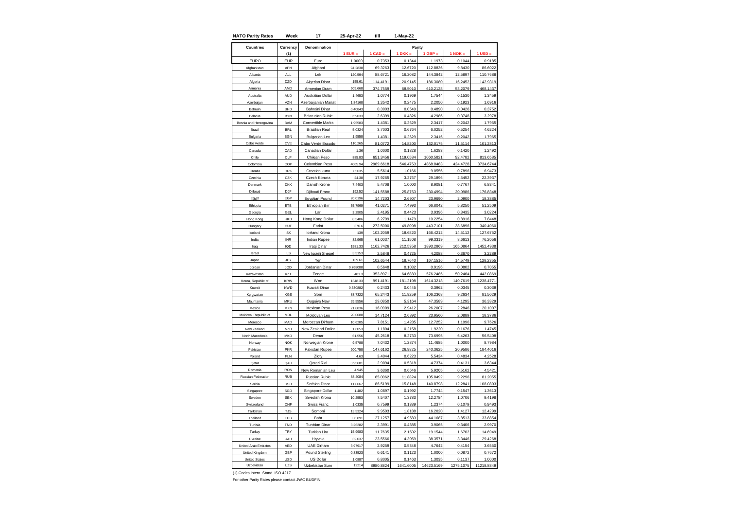**NATO Parity Rates** Week 17 25-Apr-22 till 1-May-22

| Countries | Currency (1) | Denomination | Parity | | | | | |
|---|---|---|---|---|---|---|---|---|
| | | | 1 EUR = | 1 CAD = | 1 DKK = | 1 GBP = | 1 NOK = | 1 USD = |
| EURO | EUR | Euro | 1.0000 | 0.7353 | 0.1344 | 1.1973 | 0.1044 | 0.9185 |
| Afghanistan | AFN | Afghani | 94.2838 | 69.3263 | 12.6720 | 112.8836 | 9.8430 | 86.6022 |
| Albania | ALL | Lek | 120.594 | 88.6721 | 16.2082 | 144.3842 | 12.5897 | 110.7688 |
| Algeria | DZD | Algerian Dinar | 155.61 | 114.4191 | 20.9145 | 186.3080 | 16.2452 | 142.9319 |
| Armenia | AMD | Armenian Dram | 509.668 | 374.7559 | 68.5010 | 610.2128 | 53.2079 | 468.1437 |
| Australia | AUD | Australian Dollar | 1.4653 | 1.0774 | 0.1969 | 1.7544 | 0.1530 | 1.3459 |
| Azerbaijan | AZN | Azerbaijanian Manat | 1.84168 | 1.3542 | 0.2475 | 2.2050 | 0.1923 | 1.6916 |
| Bahrain | BHD | Bahraini Dinar | 0.40843 | 0.3003 | 0.0549 | 0.4890 | 0.0426 | 0.3752 |
| Belarus | BYN | Belarusian Ruble | 3.59033 | 2.6399 | 0.4826 | 4.2986 | 0.3748 | 3.2978 |
| Bosnia and Herzegovina | BAM | Convertible Marks | 1.95583 | 1.4381 | 0.2629 | 2.3417 | 0.2042 | 1.7965 |
| Brazil | BRL | Brazilian Real | 5.0324 | 3.7003 | 0.6764 | 6.0252 | 0.5254 | 4.6224 |
| Bulgaria | BGN | Bulgarian Lev | 1.9558 | 1.4381 | 0.2629 | 2.3416 | 0.2042 | 1.7965 |
| Cabo Verde | CVE | Cabo Verde Escudo | 110.265 | 81.0772 | 14.8200 | 132.0175 | 11.5114 | 101.2813 |
| Canada | CAD | Canadian Dollar | 1.36 | 1.0000 | 0.1828 | 1.6283 | 0.1420 | 1.2492 |
| Chile | CLP | Chilean Peso | 885.83 | 651.3456 | 119.0584 | 1060.5821 | 92.4782 | 813.6585 |
| Colombia | COP | Colombian Peso | 4065.94 | 2989.6618 | 546.4753 | 4868.0483 | 424.4728 | 3734.6744 |
| Croatia | HRK | Croatian kuna | 7.5635 | 5.5614 | 1.0166 | 9.0556 | 0.7896 | 6.9473 |
| Czechia | CZK | Czech Koruna | 24.38 | 17.9265 | 3.2767 | 29.1896 | 2.5452 | 22.3937 |
| Denmark | DKK | Danish Krone | 7.4403 | 5.4708 | 1.0000 | 8.9081 | 0.7767 | 6.8341 |
| Djibouti | DJF | Djibouti Franc | 192.52 | 141.5588 | 25.8753 | 230.4994 | 20.0986 | 176.8348 |
| Egypt | EGP | Egyptian Pound | 20.0196 | 14.7203 | 2.6907 | 23.9690 | 2.0900 | 18.3885 |
| Ethiopia | ETB | Ethiopian Birr | 55.7969 | 41.0271 | 7.4993 | 66.8042 | 5.8250 | 51.2509 |
| Georgia | GEL | Lari | 3.2905 | 2.4195 | 0.4423 | 3.9396 | 0.3435 | 3.0224 |
| Hong Kong | HKD | Hong Kong Dollar | 8.5406 | 6.2799 | 1.1479 | 10.2254 | 0.8916 | 7.8448 |
| Hungary | HUF | Forint | 370.6 | 272.5000 | 49.8098 | 443.7101 | 38.6896 | 340.4060 |
| Iceland | ISK | Iceland Krona | 139 | 102.2059 | 18.6820 | 166.4212 | 14.5112 | 127.6752 |
| India | INR | Indian Rupee | 82.965 | 61.0037 | 11.1508 | 99.3319 | 8.6613 | 76.2056 |
| Iraq | IQD | Iraqi Dinar | 1581.33 | 1162.7426 | 212.5358 | 1893.2869 | 165.0864 | 1452.4938 |
| Israel | ILS | New Israeli Sheqel | 3.5153 | 2.5848 | 0.4725 | 4.2088 | 0.3670 | 3.2289 |
| Japan | JPY | Yen | 139.61 | 102.6544 | 18.7640 | 167.1516 | 14.5749 | 128.2355 |
| Jordan | JOD | Jordanian Dinar | 0.768088 | 0.5648 | 0.1032 | 0.9196 | 0.0802 | 0.7055 |
| Kazakhstan | KZT | Tenge | 481.3 | 353.8971 | 64.6883 | 576.2485 | 50.2464 | 442.0869 |
| Korea, Republic of | KRW | Won | 1348.33 | 991.4191 | 181.2198 | 1614.3218 | 140.7619 | 1238.4771 |
| Kuwait | KWD | Kuwaiti Dinar | 0.330882 | 0.2433 | 0.0445 | 0.3962 | 0.0345 | 0.3039 |
| Kyrgyzstan | KGS | Som | 88.7322 | 65.2443 | 11.9259 | 106.2368 | 9.2634 | 81.5029 |
| Mauritania | MRU | Ouguiya New | 39.5556 | 29.0850 | 5.3164 | 47.3589 | 4.1295 | 36.3329 |
| Mexico | MXN | Mexican Peso | 21.8836 | 16.0909 | 2.9412 | 26.2007 | 2.2846 | 20.1007 |
| Moldova, Republic of | MDL | Moldovan Leu | 20.0088 | 14.7124 | 2.6892 | 23.9560 | 2.0889 | 18.3786 |
| Morocco | MAD | Moroccan Dirham | 10.6285 | 7.8151 | 1.4285 | 12.7252 | 1.1096 | 9.7626 |
| New Zealand | NZD | New Zealand Dollar | 1.6053 | 1.1804 | 0.2158 | 1.9220 | 0.1676 | 1.4745 |
| North Macedonia | MKD | Denar | 61.556 | 45.2618 | 8.2733 | 73.6995 | 6.4263 | 56.5408 |
| Norway | NOK | Norwegian Krone | 9.5788 | 7.0432 | 1.2874 | 11.4685 | 1.0000 | 8.7984 |
| Pakistan | PKR | Pakistan Rupee | 200.758 | 147.6162 | 26.9825 | 240.3625 | 20.9586 | 184.4016 |
| Poland | PLN | Zloty | 4.63 | 3.4044 | 0.6223 | 5.5434 | 0.4834 | 4.2528 |
| Qatar | QAR | Qatari Rial | 3.95681 | 2.9094 | 0.5318 | 4.7374 | 0.4131 | 3.6344 |
| Romania | RON | New Romanian Leu | 4.945 | 3.6360 | 0.6646 | 5.9205 | 0.5162 | 4.5421 |
| Russian Federation | RUB | Russian Ruble | 88.4084 | 65.0062 | 11.8824 | 105.8492 | 9.2296 | 81.2055 |
| Serbia | RSD | Serbian Dinar | 117.667 | 86.5199 | 15.8148 | 140.8798 | 12.2841 | 108.0803 |
| Singapore | SGD | Singapore Dollar | 1.482 | 1.0897 | 0.1992 | 1.7744 | 0.1547 | 1.3613 |
| Sweden | SEK | Swedish Krona | 10.2553 | 7.5407 | 1.3783 | 12.2784 | 1.0706 | 9.4198 |
| Switzerland | CHF | Swiss Franc | 1.0335 | 0.7599 | 0.1389 | 1.2374 | 0.1079 | 0.9493 |
| Tajikistan | TJS | Somoni | 13.5324 | 9.9503 | 1.8188 | 16.2020 | 1.4127 | 12.4299 |
| Thailand | THB | Baht | 36.891 | 27.1257 | 4.9583 | 44.1687 | 3.8513 | 33.8854 |
| Tunisia | TND | Tunisian Dinar | 3.26282 | 2.3991 | 0.4385 | 3.9065 | 0.3406 | 2.9970 |
| Turkey | TRY | Turkish Lira | 15.9983 | 11.7635 | 2.1502 | 19.1544 | 1.6702 | 14.6949 |
| Ukraine | UAH | Hryvnia | 32.037 | 23.5566 | 4.3059 | 38.3571 | 3.3446 | 29.4268 |
| United Arab Emirates | AED | UAE Dirham | 3.97917 | 2.9259 | 0.5348 | 4.7642 | 0.4154 | 3.6550 |
| United Kingdom | GBP | Pound Sterling | 0.83523 | 0.6141 | 0.1123 | 1.0000 | 0.0872 | 0.7672 |
| United States | USD | US Dollar | 1.0887 | 0.8005 | 0.1463 | 1.3035 | 0.1137 | 1.0000 |
| Uzbekistan | UZS | Uzbekistan Sum | 12214 | 8980.8824 | 1641.6005 | 14623.5169 | 1275.1075 | 11218.8849 |

(1) Codes Intern. Stand. ISO 4217

For other Parity Rates please contact JWC BUDFIN.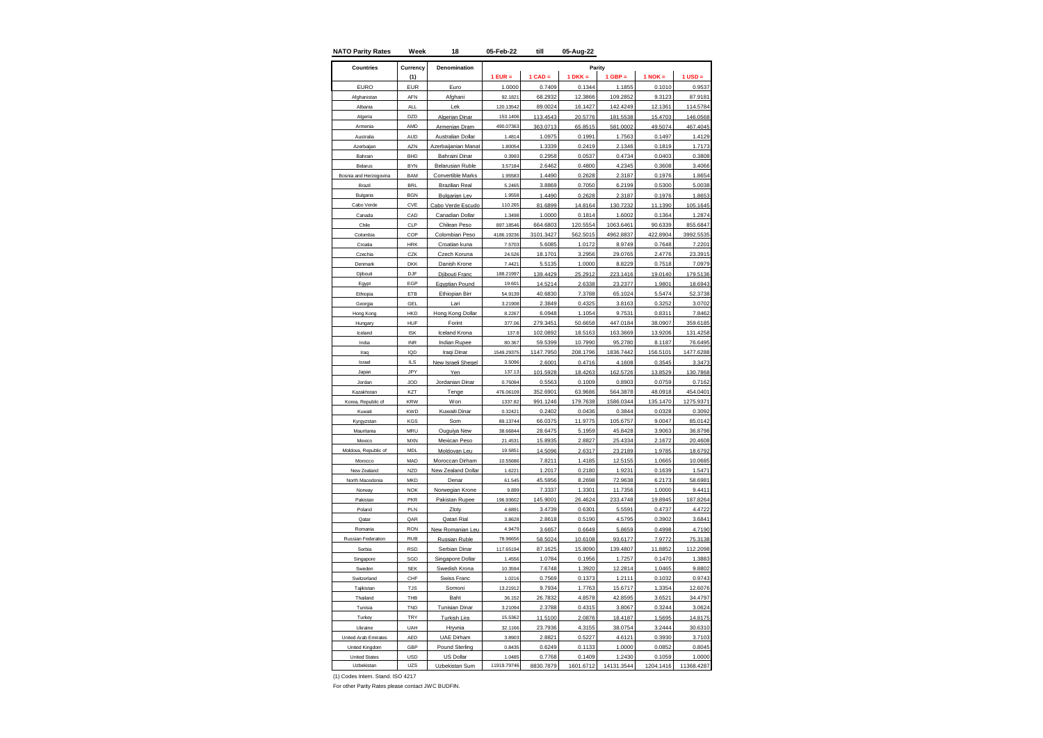**NATO Parity Rates** **Week** **18** **05-Feb-22** **till** **05-Aug-22**

| Countries | Currency (1) | Denomination | Parity | | | | | |
|---|---|---|---|---|---|---|---|---|
| | | | 1 EUR = | 1 CAD = | 1 DKK = | 1 GBP = | 1 NOK = | 1 USD = |
| EURO | EUR | Euro | 1.0000 | 0.7409 | 0.1344 | 1.1855 | 0.1010 | 0.9537 |
| Afghanistan | AFN | Afghani | 92.1821 | 68.2932 | 12.3866 | 109.2852 | 9.3123 | 87.9181 |
| Albania | ALL | Lek | 120.13542 | 89.0024 | 16.1427 | 142.4249 | 12.1361 | 114.5784 |
| Algeria | DZD | Algerian Dinar | 153.1406 | 113.4543 | 20.5776 | 181.5538 | 15.4703 | 146.0568 |
| Armenia | AMD | Armenian Dram | 490.07363 | 363.0713 | 65.8515 | 581.0002 | 49.5074 | 467.4045 |
| Australia | AUD | Australian Dollar | 1.4814 | 1.0975 | 0.1991 | 1.7563 | 0.1497 | 1.4129 |
| Azerbaijan | AZN | Azerbaijanian Manat | 1.80054 | 1.3339 | 0.2419 | 2.1346 | 0.1819 | 1.7173 |
| Bahrain | BHD | Bahraini Dinar | 0.3993 | 0.2958 | 0.0537 | 0.4734 | 0.0403 | 0.3808 |
| Belarus | BYN | Belarusian Ruble | 3.57184 | 2.6462 | 0.4800 | 4.2345 | 0.3608 | 3.4066 |
| Bosnia and Herzegovina | BAM | Convertible Marks | 1.95583 | 1.4490 | 0.2628 | 2.3187 | 0.1976 | 1.8654 |
| Brazil | BRL | Brazilian Real | 5.2465 | 3.8869 | 0.7050 | 6.2199 | 0.5300 | 5.0038 |
| Bulgaria | BGN | Bulgarian Lev | 1.9558 | 1.4490 | 0.2628 | 2.3187 | 0.1976 | 1.8653 |
| Cabo Verde | CVE | Cabo Verde Escudo | 110.265 | 81.6899 | 14.8164 | 130.7232 | 11.1390 | 105.1645 |
| Canada | CAD | Canadian Dollar | 1.3498 | 1.0000 | 0.1814 | 1.6002 | 0.1364 | 1.2874 |
| Chile | CLP | Chilean Peso | 897.18546 | 664.6803 | 120.5554 | 1063.6461 | 90.6339 | 855.6847 |
| Colombia | COP | Colombian Peso | 4186.19236 | 3101.3427 | 562.5015 | 4962.8837 | 422.8904 | 3992.5535 |
| Croatia | HRK | Croatian kuna | 7.5703 | 5.6085 | 1.0172 | 8.9749 | 0.7648 | 7.2201 |
| Czechia | CZK | Czech Koruna | 24.526 | 18.1701 | 3.2956 | 29.0765 | 2.4776 | 23.3915 |
| Denmark | DKK | Danish Krone | 7.4421 | 5.5135 | 1.0000 | 8.8229 | 0.7518 | 7.0979 |
| Djibouti | DJF | Djibouti Franc | 188.21997 | 139.4429 | 25.2912 | 223.1416 | 19.0140 | 179.5136 |
| Egypt | EGP | Egyptian Pound | 19.601 | 14.5214 | 2.6338 | 23.2377 | 1.9801 | 18.6943 |
| Ethiopia | ETB | Ethiopian Birr | 54.9139 | 40.6830 | 7.3788 | 65.1024 | 5.5474 | 52.3738 |
| Georgia | GEL | Lari | 3.21908 | 2.3849 | 0.4325 | 3.8163 | 0.3252 | 3.0702 |
| Hong Kong | HKD | Hong Kong Dollar | 8.2267 | 6.0948 | 1.1054 | 9.7531 | 0.8311 | 7.8462 |
| Hungary | HUF | Forint | 377.06 | 279.3451 | 50.6658 | 447.0184 | 38.0907 | 359.6185 |
| Iceland | ISK | Iceland Krona | 137.8 | 102.0892 | 18.5163 | 163.3669 | 13.9206 | 131.4258 |
| India | INR | Indian Rupee | 80.367 | 59.5399 | 10.7990 | 95.2780 | 8.1187 | 76.6495 |
| Iraq | IQD | Iraqi Dinar | 1549.29375 | 1147.7950 | 208.1796 | 1836.7442 | 156.5101 | 1477.6288 |
| Israel | ILS | New Israeli Sheqel | 3.5096 | 2.6001 | 0.4716 | 4.1608 | 0.3545 | 3.3473 |
| Japan | JPY | Yen | 137.13 | 101.5928 | 18.4263 | 162.5726 | 13.8529 | 130.7868 |
| Jordan | JOD | Jordanian Dinar | 0.75094 | 0.5563 | 0.1009 | 0.8903 | 0.0759 | 0.7162 |
| Kazakhstan | KZT | Tenge | 476.06109 | 352.6901 | 63.9686 | 564.3878 | 48.0918 | 454.0401 |
| Korea, Republic of | KRW | Won | 1337.82 | 991.1246 | 179.7638 | 1586.0344 | 135.1470 | 1275.9371 |
| Kuwait | KWD | Kuwaiti Dinar | 0.32421 | 0.2402 | 0.0436 | 0.3844 | 0.0328 | 0.3092 |
| Kyrgyzstan | KGS | Som | 89.13744 | 66.0375 | 11.9775 | 105.6757 | 9.0047 | 85.0142 |
| Mauritania | MRU | Ouguiya New | 38.66844 | 28.6475 | 5.1959 | 45.8428 | 3.9063 | 36.8798 |
| Mexico | MXN | Mexican Peso | 21.4531 | 15.8935 | 2.8827 | 25.4334 | 2.1672 | 20.4608 |
| Moldova, Republic of | MDL | Moldovan Leu | 19.5851 | 14.5096 | 2.6317 | 23.2189 | 1.9785 | 18.6792 |
| Morocco | MAD | Moroccan Dirham | 10.55686 | 7.8211 | 1.4185 | 12.5155 | 1.0665 | 10.0685 |
| New Zealand | NZD | New Zealand Dollar | 1.6221 | 1.2017 | 0.2180 | 1.9231 | 0.1639 | 1.5471 |
| North Macedonia | MKD | Denar | 61.545 | 45.5956 | 8.2698 | 72.9638 | 6.2173 | 58.6981 |
| Norway | NOK | Norwegian Krone | 9.899 | 7.3337 | 1.3301 | 11.7356 | 1.0000 | 9.4411 |
| Pakistan | PKR | Pakistan Rupee | 196.93602 | 145.9001 | 26.4624 | 233.4748 | 19.8945 | 187.8264 |
| Poland | PLN | Zloty | 4.6891 | 3.4739 | 0.6301 | 5.5591 | 0.4737 | 4.4722 |
| Qatar | QAR | Qatari Rial | 3.8628 | 2.8618 | 0.5190 | 4.5795 | 0.3902 | 3.6841 |
| Romania | RON | New Romanian Leu | 4.9479 | 3.6657 | 0.6649 | 5.8659 | 0.4998 | 4.7190 |
| Russian Federation | RUB | Russian Ruble | 78.96656 | 58.5024 | 10.6108 | 93.6177 | 7.9772 | 75.3138 |
| Serbia | RSD | Serbian Dinar | 117.65194 | 87.1625 | 15.8090 | 139.4807 | 11.8852 | 112.2098 |
| Singapore | SGD | Singapore Dollar | 1.4556 | 1.0784 | 0.1956 | 1.7257 | 0.1470 | 1.3883 |
| Sweden | SEK | Swedish Krona | 10.3594 | 7.6748 | 1.3920 | 12.2814 | 1.0465 | 9.8802 |
| Switzerland | CHF | Swiss Franc | 1.0216 | 0.7569 | 0.1373 | 1.2111 | 0.1032 | 0.9743 |
| Tajikistan | TJS | Somoni | 13.21912 | 9.7934 | 1.7763 | 15.6717 | 1.3354 | 12.6076 |
| Thailand | THB | Baht | 36.152 | 26.7832 | 4.8578 | 42.8595 | 3.6521 | 34.4797 |
| Tunisia | TND | Tunisian Dinar | 3.21094 | 2.3788 | 0.4315 | 3.8067 | 0.3244 | 3.0624 |
| Turkey | TRY | Turkish Lira | 15.5362 | 11.5100 | 2.0876 | 18.4187 | 1.5695 | 14.8175 |
| Ukraine | UAH | Hryvnia | 32.1166 | 23.7936 | 4.3155 | 38.0754 | 3.2444 | 30.6310 |
| United Arab Emirates | AED | UAE Dirham | 3.8903 | 2.8821 | 0.5227 | 4.6121 | 0.3930 | 3.7103 |
| United Kingdom | GBP | Pound Sterling | 0.8435 | 0.6249 | 0.1133 | 1.0000 | 0.0852 | 0.8045 |
| United States | USD | US Dollar | 1.0485 | 0.7768 | 0.1409 | 1.2430 | 0.1059 | 1.0000 |
| Uzbekistan | UZS | Uzbekistan Sum | 11919.79746 | 8830.7879 | 1601.6712 | 14131.3544 | 1204.1416 | 11368.4287 |

(1) Codes Intern. Stand. ISO 4217

For other Parity Rates please contact JWC BUDFIN.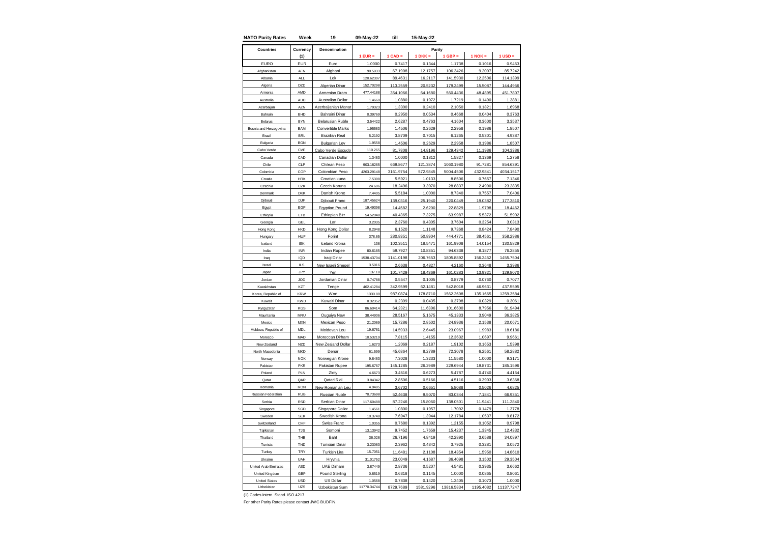**NATO Parity Rates** **Week** **19** **09-May-22** **till** **15-May-22**

| Countries | Currency (1) | Denomination | Parity | | | | | |
|---|---|---|---|---|---|---|---|---|
| | | | 1 EUR = | 1 CAD = | 1 DKK = | 1 GBP = | 1 NOK = | 1 USD = |
| EURO | EUR | Euro | 1.0000 | 0.7417 | 0.1344 | 1.1738 | 0.1016 | 0.9463 |
| Afghanistan | AFN | Afghani | 90.5933 | 67.1908 | 12.1757 | 106.3426 | 9.2007 | 85.7242 |
| Albania | ALL | Lek | 120.62307 | 89.4631 | 16.2117 | 141.5930 | 12.2506 | 114.1399 |
| Algeria | DZD | Algerian Dinar | 152.70298 | 113.2559 | 20.5232 | 179.2499 | 15.5087 | 144.4956 |
| Armenia | AMD | Armenian Dram | 477.44188 | 354.1066 | 64.1680 | 560.4436 | 48.4895 | 451.7807 |
| Australia | AUD | Australian Dollar | 1.4669 | 1.0880 | 0.1972 | 1.7219 | 0.1490 | 1.3881 |
| Azerbaijan | AZN | Azerbaijanian Manat | 1.79323 | 1.3300 | 0.2410 | 2.1050 | 0.1821 | 1.6968 |
| Bahrain | BHD | Bahraini Dinar | 0.39769 | 0.2950 | 0.0534 | 0.4668 | 0.0404 | 0.3763 |
| Belarus | BYN | Belarusian Ruble | 3.54422 | 2.6287 | 0.4763 | 4.1604 | 0.3600 | 3.3537 |
| Bosnia and Herzegovina | BAM | Convertible Marks | 1.95583 | 1.4506 | 0.2629 | 2.2958 | 0.1986 | 1.8507 |
| Brazil | BRL | Brazilian Real | 5.2192 | 3.8709 | 0.7015 | 6.1265 | 0.5301 | 4.9387 |
| Bulgaria | BGN | Bulgarian Lev | 1.9558 | 1.4506 | 0.2629 | 2.2958 | 0.1986 | 1.8507 |
| Cabo Verde | CVE | Cabo Verde Escudo | 110.265 | 81.7808 | 14.8196 | 129.4342 | 11.1986 | 104.3386 |
| Canada | CAD | Canadian Dollar | 1.3483 | 1.0000 | 0.1812 | 1.5827 | 0.1369 | 1.2758 |
| Chile | CLP | Chilean Peso | 903.18265 | 669.8677 | 121.3874 | 1060.1980 | 91.7281 | 854.6391 |
| Colombia | COP | Colombian Peso | 4263.29148 | 3161.9754 | 572.9845 | 5004.4506 | 432.9841 | 4034.1517 |
| Croatia | HRK | Croatian kuna | 7.5398 | 5.5921 | 1.0133 | 8.8506 | 0.7657 | 7.1346 |
| Czechia | CZK | Czech Koruna | 24.606 | 18.2496 | 3.3070 | 28.8837 | 2.4990 | 23.2835 |
| Denmark | DKK | Danish Krone | 7.4405 | 5.5184 | 1.0000 | 8.7340 | 0.7557 | 7.0406 |
| Djibouti | DJF | Djibouti Franc | 187.45624 | 139.0316 | 25.1940 | 220.0449 | 19.0382 | 177.3810 |
| Egypt | EGP | Egyptian Pound | 19.49398 | 14.4582 | 2.6200 | 22.8829 | 1.9798 | 18.4462 |
| Ethiopia | ETB | Ethiopian Birr | 54.52048 | 40.4365 | 7.3275 | 63.9987 | 5.5372 | 51.5902 |
| Georgia | GEL | Lari | 3.2035 | 2.3760 | 0.4305 | 3.7604 | 0.3254 | 3.0313 |
| Hong Kong | HKD | Hong Kong Dollar | 8.2948 | 6.1520 | 1.1148 | 9.7368 | 0.8424 | 7.8490 |
| Hungary | HUF | Forint | 378.65 | 280.8351 | 50.8904 | 444.4771 | 38.4561 | 358.2986 |
| Iceland | ISK | Iceland Krona | 138 | 102.3511 | 18.5471 | 161.9908 | 14.0154 | 130.5829 |
| India | INR | Indian Rupee | 80.6185 | 59.7927 | 10.8351 | 94.6338 | 8.1877 | 76.2855 |
| Iraq | IQD | Iraqi Dinar | 1538.43704 | 1141.0198 | 206.7653 | 1805.8892 | 156.2452 | 1455.7504 |
| Israel | ILS | New Israeli Sheqel | 3.5916 | 2.6638 | 0.4827 | 4.2160 | 0.3648 | 3.3986 |
| Japan | JPY | Yen | 137.18 | 101.7429 | 18.4369 | 161.0283 | 13.9321 | 129.8070 |
| Jordan | JOD | Jordanian Dinar | 0.74788 | 0.5547 | 0.1005 | 0.8779 | 0.0760 | 0.7077 |
| Kazakhstan | KZT | Tenge | 462.41284 | 342.9599 | 62.1481 | 542.8018 | 46.9631 | 437.5595 |
| Korea, Republic of | KRW | Won | 1330.89 | 987.0874 | 178.8710 | 1562.2608 | 135.1665 | 1259.3584 |
| Kuwait | KWD | Kuwaiti Dinar | 0.32352 | 0.2399 | 0.0435 | 0.3798 | 0.0329 | 0.3061 |
| Kyrgyzstan | KGS | Som | 86.60414 | 64.2321 | 11.6396 | 101.6600 | 8.7956 | 81.9494 |
| Mauritania | MRU | Ouguiya New | 38.44906 | 28.5167 | 5.1675 | 45.1333 | 3.9049 | 36.3825 |
| Mexico | MXN | Mexican Peso | 21.2069 | 15.7286 | 2.8502 | 24.8936 | 2.1538 | 20.0671 |
| Moldova, Republic of | MDL | Moldovan Leu | 19.6761 | 14.5933 | 2.6445 | 23.0967 | 1.9983 | 18.6186 |
| Morocco | MAD | Moroccan Dirham | 10.53219 | 7.8115 | 1.4155 | 12.3632 | 1.0697 | 9.9661 |
| New Zealand | NZD | New Zealand Dollar | 1.6273 | 1.2069 | 0.2187 | 1.9102 | 0.1653 | 1.5398 |
| North Macedonia | MKD | Denar | 61.599 | 45.6864 | 8.2789 | 72.3078 | 6.2561 | 58.2882 |
| Norway | NOK | Norwegian Krone | 9.8463 | 7.3028 | 1.3233 | 11.5580 | 1.0000 | 9.3171 |
| Pakistan | PKR | Pakistan Rupee | 195.6767 | 145.1285 | 26.2989 | 229.6944 | 19.8731 | 185.1596 |
| Poland | PLN | Zloty | 4.6673 | 3.4616 | 0.6273 | 5.4787 | 0.4740 | 4.4164 |
| Qatar | QAR | Qatari Rial | 3.84342 | 2.8506 | 0.5166 | 4.5116 | 0.3903 | 3.6368 |
| Romania | RON | New Romanian Leu | 4.9485 | 3.6702 | 0.6651 | 5.8088 | 0.5026 | 4.6825 |
| Russian Federation | RUB | Russian Ruble | 70.73698 | 52.4638 | 9.5070 | 83.0344 | 7.1841 | 66.9351 |
| Serbia | RSD | Serbian Dinar | 117.60488 | 87.2246 | 15.8060 | 138.0501 | 11.9441 | 111.2840 |
| Singapore | SGD | Singapore Dollar | 1.4561 | 1.0800 | 0.1957 | 1.7092 | 0.1479 | 1.3778 |
| Sweden | SEK | Swedish Krona | 10.3748 | 7.6947 | 1.3944 | 12.1784 | 1.0537 | 9.8172 |
| Switzerland | CHF | Swiss Franc | 1.0355 | 0.7680 | 0.1392 | 1.2155 | 0.1052 | 0.9798 |
| Tajikistan | TJS | Somoni | 13.13942 | 9.7452 | 1.7659 | 15.4237 | 1.3345 | 12.4332 |
| Thailand | THB | Baht | 36.026 | 26.7196 | 4.8419 | 42.2890 | 3.6588 | 34.0897 |
| Tunisia | TND | Tunisian Dinar | 3.23083 | 2.3962 | 0.4342 | 3.7925 | 0.3281 | 3.0572 |
| Turkey | TRY | Turkish Lira | 15.7051 | 11.6481 | 2.1108 | 18.4354 | 1.5950 | 14.8610 |
| Ukraine | UAH | Hryvnia | 31.01752 | 23.0049 | 4.1687 | 36.4098 | 3.1502 | 29.3504 |
| United Arab Emirates | AED | UAE Dirham | 3.87449 | 2.8736 | 0.5207 | 4.5481 | 0.3935 | 3.6662 |
| United Kingdom | GBP | Pound Sterling | 0.8519 | 0.6318 | 0.1145 | 1.0000 | 0.0865 | 0.8061 |
| United States | USD | US Dollar | 1.0568 | 0.7838 | 0.1420 | 1.2405 | 0.1073 | 1.0000 |
| Uzbekistan | UZS | Uzbekistan Sum | 11770.34744 | 8729.7689 | 1581.9296 | 13816.5834 | 1195.4082 | 11137.7247 |

(1) Codes Intern. Stand. ISO 4217

For other Parity Rates please contact JWC BUDFIN.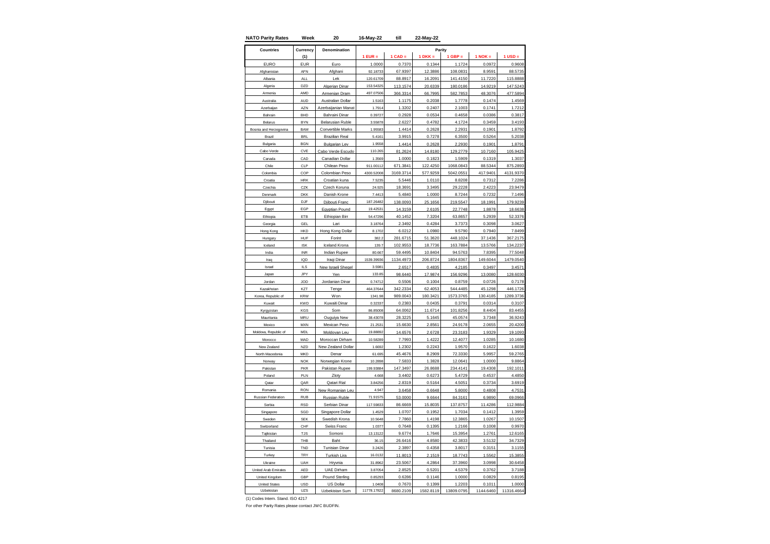**NATO Parity Rates** **Week** **20** **16-May-22** **till** **22-May-22**

| Countries | Currency (1) | Denomination | Parity | | | | | |
|---|---|---|---|---|---|---|---|---|
| | | | 1 EUR = | 1 CAD = | 1 DKK = | 1 GBP = | 1 NOK = | 1 USD = |
| EURO | EUR | Euro | 1.0000 | 0.7370 | 0.1344 | 1.1724 | 0.0972 | 0.9608 |
| Afghanistan | AFN | Afghani | 92.18733 | 67.9397 | 12.3886 | 108.0831 | 8.9591 | 88.5735 |
| Albania | ALL | Lek | 120.61709 | 88.8917 | 16.2091 | 141.4150 | 11.7220 | 115.8888 |
| Algeria | DZD | Algerian Dinar | 153.54325 | 113.1574 | 20.6339 | 180.0186 | 14.9219 | 147.5243 |
| Armenia | AMD | Armenian Dram | 497.07506 | 366.3314 | 66.7995 | 582.7853 | 48.3076 | 477.5894 |
| Australia | AUD | Australian Dollar | 1.5163 | 1.1175 | 0.2038 | 1.7778 | 0.1474 | 1.4569 |
| Azerbaijan | AZN | Azerbaijanian Manat | 1.7914 | 1.3202 | 0.2407 | 2.1003 | 0.1741 | 1.7212 |
| Bahrain | BHD | Bahraini Dinar | 0.39727 | 0.2928 | 0.0534 | 0.4658 | 0.0386 | 0.3817 |
| Belarus | BYN | Belarusian Ruble | 3.55878 | 2.6227 | 0.4782 | 4.1724 | 0.3459 | 3.4193 |
| Bosnia and Herzegovina | BAM | Convertible Marks | 1.95583 | 1.4414 | 0.2628 | 2.2931 | 0.1901 | 1.8792 |
| Brazil | BRL | Brazilian Real | 5.4161 | 3.9915 | 0.7278 | 6.3500 | 0.5264 | 5.2038 |
| Bulgaria | BGN | Bulgarian Lev | 1.9558 | 1.4414 | 0.2628 | 2.2930 | 0.1901 | 1.8791 |
| Cabo Verde | CVE | Cabo Verde Escudo | 110.265 | 81.2624 | 14.8180 | 129.2779 | 10.7160 | 105.9425 |
| Canada | CAD | Canadian Dollar | 1.3569 | 1.0000 | 0.1823 | 1.5909 | 0.1319 | 1.3037 |
| Chile | CLP | Chilean Peso | 911.00112 | 671.3841 | 122.4250 | 1068.0843 | 88.5344 | 875.2893 |
| Colombia | COP | Colombian Peso | 4300.52008 | 3169.3714 | 577.9259 | 5042.0551 | 417.9401 | 4131.9370 |
| Croatia | HRK | Croatian kuna | 7.5235 | 5.5446 | 1.0110 | 8.8208 | 0.7312 | 7.2286 |
| Czechia | CZK | Czech Koruna | 24.925 | 18.3691 | 3.3495 | 29.2228 | 2.4223 | 23.9479 |
| Denmark | DKK | Danish Krone | 7.4413 | 5.4840 | 1.0000 | 8.7244 | 0.7232 | 7.1496 |
| Djibouti | DJF | Djibouti Franc | 187.26482 | 138.0093 | 25.1656 | 219.5547 | 18.1991 | 179.9239 |
| Egypt | EGP | Egyptian Pound | 19.42531 | 14.3159 | 2.6105 | 22.7748 | 1.8878 | 18.6638 |
| Ethiopia | ETB | Ethiopian Birr | 54.47296 | 40.1452 | 7.3204 | 63.8657 | 5.2939 | 52.3376 |
| Georgia | GEL | Lari | 3.18764 | 2.3492 | 0.4284 | 3.7373 | 0.3098 | 3.0627 |
| Hong Kong | HKD | Hong Kong Dollar | 8.1702 | 6.0212 | 1.0980 | 9.5790 | 0.7940 | 7.8499 |
| Hungary | HUF | Forint | 382.2 | 281.6715 | 51.3620 | 448.1024 | 37.1436 | 367.2175 |
| Iceland | ISK | Iceland Krona | 139.7 | 102.9553 | 18.7736 | 163.7884 | 13.5766 | 134.2237 |
| India | INR | Indian Rupee | 80.667 | 59.4495 | 10.8404 | 94.5763 | 7.8395 | 77.5048 |
| Iraq | IQD | Iraqi Dinar | 1539.39936 | 1134.4973 | 206.8724 | 1804.8367 | 149.6044 | 1479.0540 |
| Israel | ILS | New Israeli Sheqel | 3.5981 | 2.6517 | 0.4835 | 4.2185 | 0.3497 | 3.4571 |
| Japan | JPY | Yen | 133.85 | 98.6440 | 17.9874 | 156.9296 | 13.0080 | 128.6030 |
| Jordan | JOD | Jordanian Dinar | 0.74712 | 0.5506 | 0.1004 | 0.8759 | 0.0726 | 0.7178 |
| Kazakhstan | KZT | Tenge | 464.37644 | 342.2334 | 62.4053 | 544.4485 | 45.1298 | 446.1726 |
| Korea, Republic of | KRW | Won | 1341.98 | 989.0043 | 180.3421 | 1573.3765 | 130.4185 | 1289.3736 |
| Kuwait | KWD | Kuwaiti Dinar | 0.32337 | 0.2383 | 0.0435 | 0.3791 | 0.0314 | 0.3107 |
| Kyrgyzstan | KGS | Som | 86.85008 | 64.0062 | 11.6714 | 101.8256 | 8.4404 | 83.4455 |
| Mauritania | MRU | Ouguiya New | 38.43078 | 28.3225 | 5.1645 | 45.0574 | 3.7348 | 36.9243 |
| Mexico | MXN | Mexican Peso | 21.2531 | 15.6630 | 2.8561 | 24.9178 | 2.0655 | 20.4200 |
| Moldova, Republic of | MDL | Moldovan Leu | 19.88892 | 14.6576 | 2.6728 | 23.3183 | 1.9329 | 19.1093 |
| Morocco | MAD | Moroccan Dirham | 10.58289 | 7.7993 | 1.4222 | 12.4077 | 1.0285 | 10.1680 |
| New Zealand | NZD | New Zealand Dollar | 1.6692 | 1.2302 | 0.2243 | 1.9570 | 0.1622 | 1.6038 |
| North Macedonia | MKD | Denar | 61.695 | 45.4676 | 8.2909 | 72.3330 | 5.9957 | 59.2765 |
| Norway | NOK | Norwegian Krone | 10.2898 | 7.5833 | 1.3828 | 12.0641 | 1.0000 | 9.8864 |
| Pakistan | PKR | Pakistan Rupee | 199.93884 | 147.3497 | 26.8688 | 234.4141 | 19.4308 | 192.1011 |
| Poland | PLN | Zloty | 4.668 | 3.4402 | 0.6273 | 5.4729 | 0.4537 | 4.4850 |
| Qatar | QAR | Qatari Rial | 3.84256 | 2.8319 | 0.5164 | 4.5051 | 0.3734 | 3.6919 |
| Romania | RON | New Romanian Leu | 4.947 | 3.6458 | 0.6648 | 5.8000 | 0.4808 | 4.7531 |
| Russian Federation | RUB | Russian Ruble | 71.91575 | 53.0000 | 9.6644 | 84.3161 | 6.9890 | 69.0966 |
| Serbia | RSD | Serbian Dinar | 117.59833 | 86.6669 | 15.8035 | 137.8757 | 11.4286 | 112.9884 |
| Singapore | SGD | Singapore Dollar | 1.4529 | 1.0707 | 0.1952 | 1.7034 | 0.1412 | 1.3959 |
| Sweden | SEK | Swedish Krona | 10.5648 | 7.7860 | 1.4198 | 12.3865 | 1.0267 | 10.1507 |
| Switzerland | CHF | Swiss Franc | 1.0377 | 0.7648 | 0.1395 | 1.2166 | 0.1008 | 0.9970 |
| Tajikistan | TJS | Somoni | 13.13122 | 9.6774 | 1.7646 | 15.3954 | 1.2761 | 12.6165 |
| Thailand | THB | Baht | 36.15 | 26.6416 | 4.8580 | 42.3833 | 3.5132 | 34.7329 |
| Tunisia | TND | Tunisian Dinar | 3.2426 | 2.3897 | 0.4358 | 3.8017 | 0.3151 | 3.1155 |
| Turkey | TRY | Turkish Lira | 16.0132 | 11.8013 | 2.1519 | 18.7743 | 1.5562 | 15.3855 |
| Ukraine | UAH | Hryvnia | 31.8962 | 23.5067 | 4.2864 | 37.3960 | 3.0998 | 30.6458 |
| United Arab Emirates | AED | UAE Dirham | 3.87054 | 2.8525 | 0.5201 | 4.5379 | 0.3762 | 3.7188 |
| United Kingdom | GBP | Pound Sterling | 0.85293 | 0.6286 | 0.1146 | 1.0000 | 0.0829 | 0.8195 |
| United States | USD | US Dollar | 1.0408 | 0.7670 | 0.1399 | 1.2203 | 0.1011 | 1.0000 |
| Uzbekistan | UZS | Uzbekistan Sum | 11778.17822 | 8680.2109 | 1582.8119 | 13809.0795 | 1144.6460 | 11316.4664 |

(1) Codes Intern. Stand. ISO 4217

For other Parity Rates please contact JWC BUDFIN.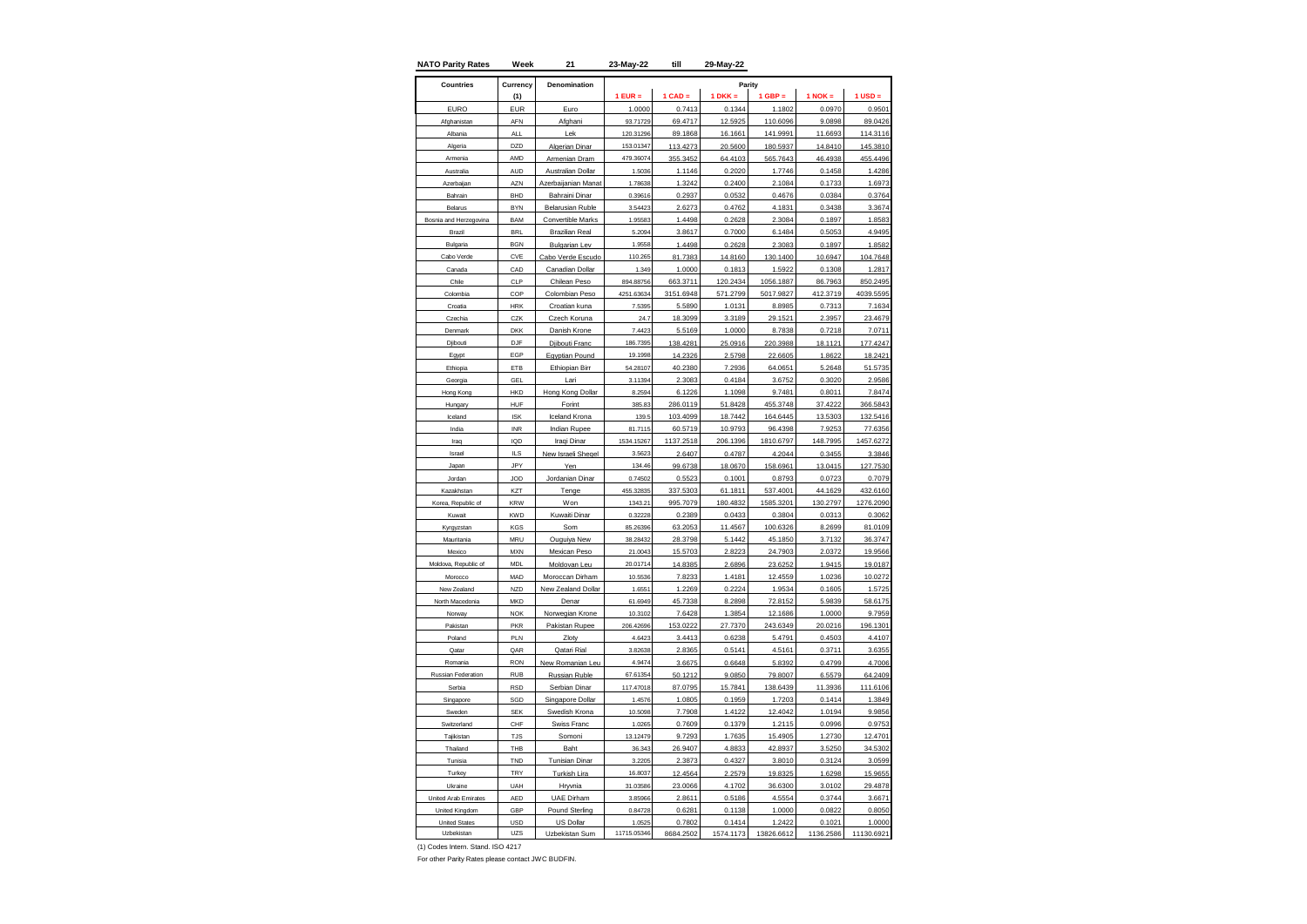**NATO Parity Rates** **Week** **21** **23-May-22** **till** **29-May-22**

| Countries | Currency (1) | Denomination | Parity | | | | | |
|---|---|---|---|---|---|---|---|---|
| | | | 1 EUR = | 1 CAD = | 1 DKK = | 1 GBP = | 1 NOK = | 1 USD = |
| EURO | EUR | Euro | 1.0000 | 0.7413 | 0.1344 | 1.1802 | 0.0970 | 0.9501 |
| Afghanistan | AFN | Afghani | 93.71729 | 69.4717 | 12.5925 | 110.6096 | 9.0898 | 89.0426 |
| Albania | ALL | Lek | 120.31296 | 89.1868 | 16.1661 | 141.9991 | 11.6693 | 114.3116 |
| Algeria | DZD | Algerian Dinar | 153.01347 | 113.4273 | 20.5600 | 180.5937 | 14.8410 | 145.3810 |
| Armenia | AMD | Armenian Dram | 479.36074 | 355.3452 | 64.4103 | 565.7643 | 46.4938 | 455.4496 |
| Australia | AUD | Australian Dollar | 1.5036 | 1.1146 | 0.2020 | 1.7746 | 0.1458 | 1.4286 |
| Azerbaijan | AZN | Azerbaijanian Manat | 1.78638 | 1.3242 | 0.2400 | 2.1084 | 0.1733 | 1.6973 |
| Bahrain | BHD | Bahraini Dinar | 0.39616 | 0.2937 | 0.0532 | 0.4676 | 0.0384 | 0.3764 |
| Belarus | BYN | Belarusian Ruble | 3.54423 | 2.6273 | 0.4762 | 4.1831 | 0.3438 | 3.3674 |
| Bosnia and Herzegovina | BAM | Convertible Marks | 1.95583 | 1.4498 | 0.2628 | 2.3084 | 0.1897 | 1.8583 |
| Brazil | BRL | Brazilian Real | 5.2094 | 3.8617 | 0.7000 | 6.1484 | 0.5053 | 4.9495 |
| Bulgaria | BGN | Bulgarian Lev | 1.9558 | 1.4498 | 0.2628 | 2.3083 | 0.1897 | 1.8582 |
| Cabo Verde | CVE | Cabo Verde Escudo | 110.265 | 81.7383 | 14.8160 | 130.1400 | 10.6947 | 104.7648 |
| Canada | CAD | Canadian Dollar | 1.349 | 1.0000 | 0.1813 | 1.5922 | 0.1308 | 1.2817 |
| Chile | CLP | Chilean Peso | 894.88756 | 663.3711 | 120.2434 | 1056.1887 | 86.7963 | 850.2495 |
| Colombia | COP | Colombian Peso | 4251.63634 | 3151.6948 | 571.2799 | 5017.9827 | 412.3719 | 4039.5595 |
| Croatia | HRK | Croatian kuna | 7.5395 | 5.5890 | 1.0131 | 8.8985 | 0.7313 | 7.1634 |
| Czechia | CZK | Czech Koruna | 24.7 | 18.3099 | 3.3189 | 29.1521 | 2.3957 | 23.4679 |
| Denmark | DKK | Danish Krone | 7.4423 | 5.5169 | 1.0000 | 8.7838 | 0.7218 | 7.0711 |
| Djibouti | DJF | Djibouti Franc | 186.7395 | 138.4281 | 25.0916 | 220.3988 | 18.1121 | 177.4247 |
| Egypt | EGP | Egyptian Pound | 19.1998 | 14.2326 | 2.5798 | 22.6605 | 1.8622 | 18.2421 |
| Ethiopia | ETB | Ethiopian Birr | 54.28107 | 40.2380 | 7.2936 | 64.0651 | 5.2648 | 51.5735 |
| Georgia | GEL | Lari | 3.11394 | 2.3083 | 0.4184 | 3.6752 | 0.3020 | 2.9586 |
| Hong Kong | HKD | Hong Kong Dollar | 8.2594 | 6.1226 | 1.1098 | 9.7481 | 0.8011 | 7.8474 |
| Hungary | HUF | Forint | 385.83 | 286.0119 | 51.8428 | 455.3748 | 37.4222 | 366.5843 |
| Iceland | ISK | Iceland Krona | 139.5 | 103.4099 | 18.7442 | 164.6445 | 13.5303 | 132.5416 |
| India | INR | Indian Rupee | 81.7115 | 60.5719 | 10.9793 | 96.4398 | 7.9253 | 77.6356 |
| Iraq | IQD | Iraqi Dinar | 1534.15267 | 1137.2518 | 206.1396 | 1810.6797 | 148.7995 | 1457.6272 |
| Israel | ILS | New Israeli Sheqel | 3.5623 | 2.6407 | 0.4787 | 4.2044 | 0.3455 | 3.3846 |
| Japan | JPY | Yen | 134.46 | 99.6738 | 18.0670 | 158.6961 | 13.0415 | 127.7530 |
| Jordan | JOD | Jordanian Dinar | 0.74502 | 0.5523 | 0.1001 | 0.8793 | 0.0723 | 0.7079 |
| Kazakhstan | KZT | Tenge | 455.32835 | 337.5303 | 61.1811 | 537.4001 | 44.1629 | 432.6160 |
| Korea, Republic of | KRW | Won | 1343.21 | 995.7079 | 180.4832 | 1585.3201 | 130.2797 | 1276.2090 |
| Kuwait | KWD | Kuwaiti Dinar | 0.32228 | 0.2389 | 0.0433 | 0.3804 | 0.0313 | 0.3062 |
| Kyrgyzstan | KGS | Som | 85.26396 | 63.2053 | 11.4567 | 100.6326 | 8.2699 | 81.0109 |
| Mauritania | MRU | Ouguiya New | 38.28432 | 28.3798 | 5.1442 | 45.1850 | 3.7132 | 36.3747 |
| Mexico | MXN | Mexican Peso | 21.0043 | 15.5703 | 2.8223 | 24.7903 | 2.0372 | 19.9566 |
| Moldova, Republic of | MDL | Moldovan Leu | 20.01714 | 14.8385 | 2.6896 | 23.6252 | 1.9415 | 19.0187 |
| Morocco | MAD | Moroccan Dirham | 10.5536 | 7.8233 | 1.4181 | 12.4559 | 1.0236 | 10.0272 |
| New Zealand | NZD | New Zealand Dollar | 1.6551 | 1.2269 | 0.2224 | 1.9534 | 0.1605 | 1.5725 |
| North Macedonia | MKD | Denar | 61.6949 | 45.7338 | 8.2898 | 72.8152 | 5.9839 | 58.6175 |
| Norway | NOK | Norwegian Krone | 10.3102 | 7.6428 | 1.3854 | 12.1686 | 1.0000 | 9.7959 |
| Pakistan | PKR | Pakistan Rupee | 206.42696 | 153.0222 | 27.7370 | 243.6349 | 20.0216 | 196.1301 |
| Poland | PLN | Zloty | 4.6423 | 3.4413 | 0.6238 | 5.4791 | 0.4503 | 4.4107 |
| Qatar | QAR | Qatari Rial | 3.82638 | 2.8365 | 0.5141 | 4.5161 | 0.3711 | 3.6355 |
| Romania | RON | New Romanian Leu | 4.9474 | 3.6675 | 0.6648 | 5.8392 | 0.4799 | 4.7006 |
| Russian Federation | RUB | Russian Ruble | 67.61354 | 50.1212 | 9.0850 | 79.8007 | 6.5579 | 64.2409 |
| Serbia | RSD | Serbian Dinar | 117.47018 | 87.0795 | 15.7841 | 138.6439 | 11.3936 | 111.6106 |
| Singapore | SGD | Singapore Dollar | 1.4576 | 1.0805 | 0.1959 | 1.7203 | 0.1414 | 1.3849 |
| Sweden | SEK | Swedish Krona | 10.5098 | 7.7908 | 1.4122 | 12.4042 | 1.0194 | 9.9856 |
| Switzerland | CHF | Swiss Franc | 1.0265 | 0.7609 | 0.1379 | 1.2115 | 0.0996 | 0.9753 |
| Tajikistan | TJS | Somoni | 13.12479 | 9.7293 | 1.7635 | 15.4905 | 1.2730 | 12.4701 |
| Thailand | THB | Baht | 36.343 | 26.9407 | 4.8833 | 42.8937 | 3.5250 | 34.5302 |
| Tunisia | TND | Tunisian Dinar | 3.2205 | 2.3873 | 0.4327 | 3.8010 | 0.3124 | 3.0599 |
| Turkey | TRY | Turkish Lira | 16.8037 | 12.4564 | 2.2579 | 19.8325 | 1.6298 | 15.9655 |
| Ukraine | UAH | Hryvnia | 31.03586 | 23.0066 | 4.1702 | 36.6300 | 3.0102 | 29.4878 |
| United Arab Emirates | AED | UAE Dirham | 3.85966 | 2.8611 | 0.5186 | 4.5554 | 0.3744 | 3.6671 |
| United Kingdom | GBP | Pound Sterling | 0.84728 | 0.6281 | 0.1138 | 1.0000 | 0.0822 | 0.8050 |
| United States | USD | US Dollar | 1.0525 | 0.7802 | 0.1414 | 1.2422 | 0.1021 | 1.0000 |
| Uzbekistan | UZS | Uzbekistan Sum | 11715.05346 | 8684.2502 | 1574.1173 | 13826.6612 | 1136.2586 | 11130.6921 |

(1) Codes Intern. Stand. ISO 4217

For other Parity Rates please contact JWC BUDFIN.